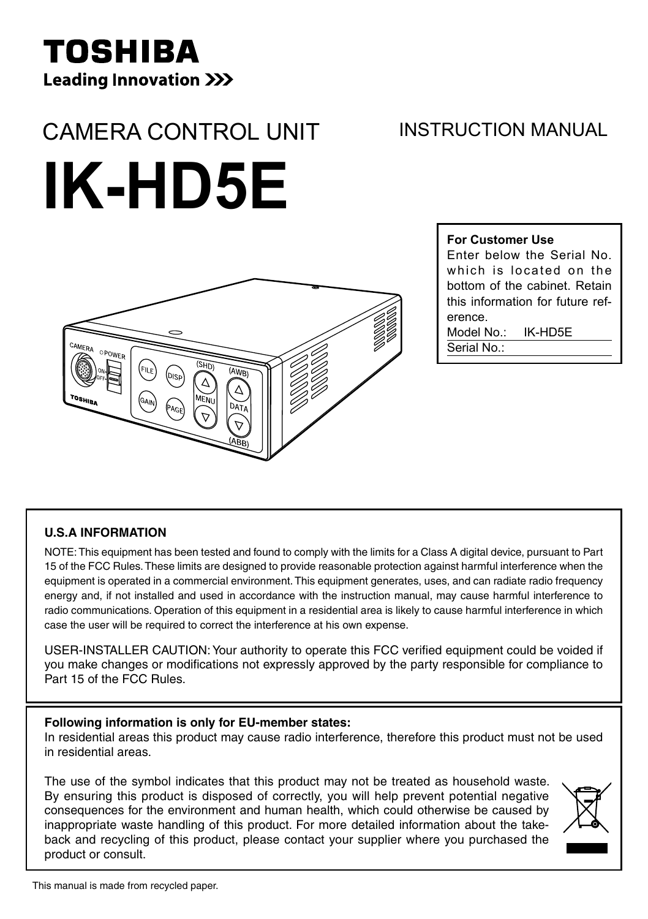# TOSHIBA

**Leading Innovation >>>**

## CAMERA CONTROL UNIT

## INSTRUCTION MANUAL

# IK-HD5E

**For Customer Use**
Enter below the Serial No. which is located on the bottom of the cabinet. Retain this information for future reference.

Model No.: IK-HD5E
Serial No.:

### U.S.A INFORMATION

NOTE: This equipment has been tested and found to comply with the limits for a Class A digital device, pursuant to Part 15 of the FCC Rules. These limits are designed to provide reasonable protection against harmful interference when the equipment is operated in a commercial environment. This equipment generates, uses, and can radiate radio frequency energy and, if not installed and used in accordance with the instruction manual, may cause harmful interference to radio communications. Operation of this equipment in a residential area is likely to cause harmful interference in which case the user will be required to correct the interference at his own expense.

USER-INSTALLER CAUTION: Your authority to operate this FCC verified equipment could be voided if you make changes or modifications not expressly approved by the party responsible for compliance to Part 15 of the FCC Rules.

**Following information is only for EU-member states:**
In residential areas this product may cause radio interference, therefore this product must not be used in residential areas.

The use of the symbol indicates that this product may not be treated as household waste. By ensuring this product is disposed of correctly, you will help prevent potential negative consequences for the environment and human health, which could otherwise be caused by inappropriate waste handling of this product. For more detailed information about the take-back and recycling of this product, please contact your supplier where you purchased the product or consult.

This manual is made from recycled paper.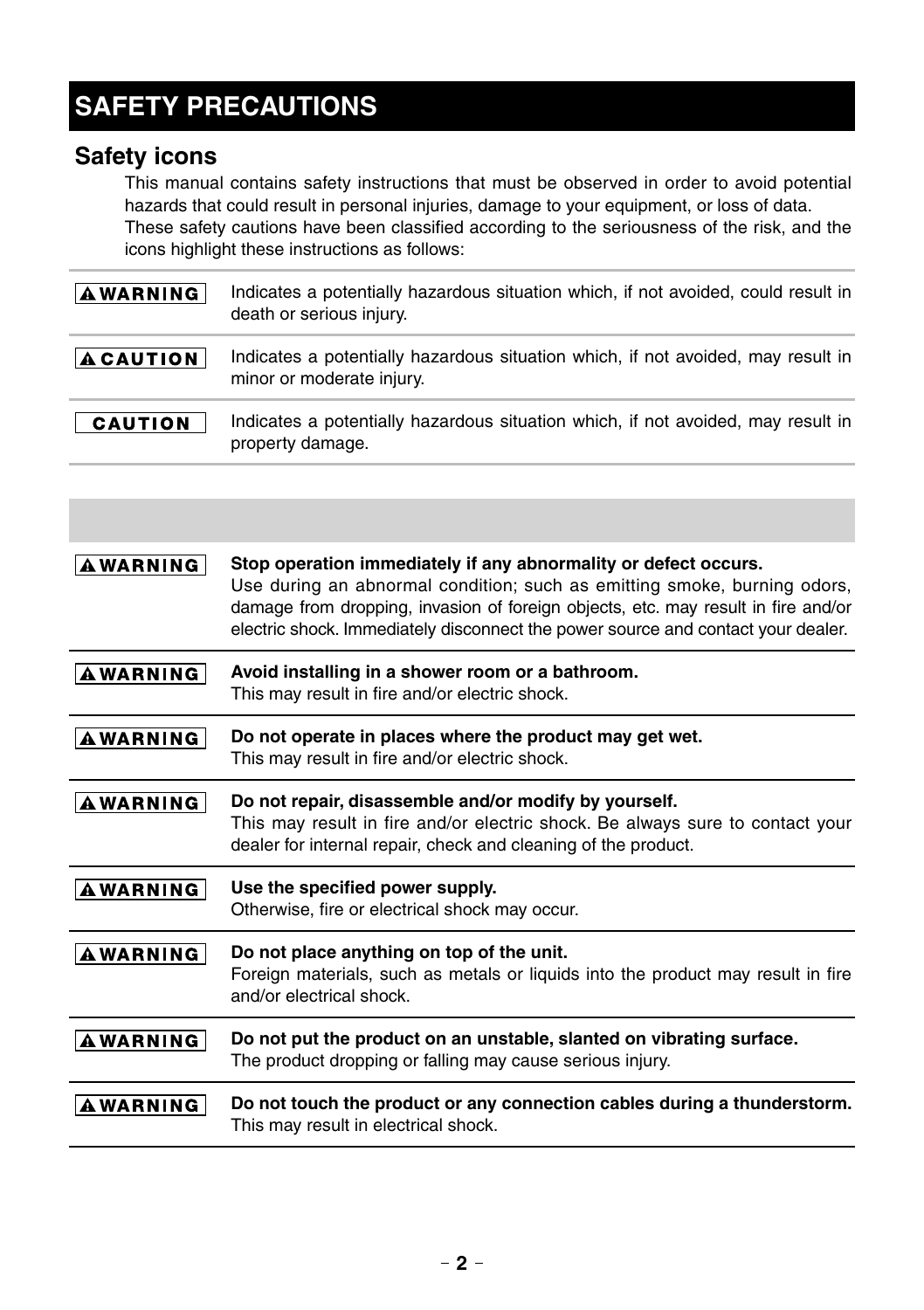# SAFETY PRECAUTIONS

## Safety icons

This manual contains safety instructions that must be observed in order to avoid potential hazards that could result in personal injuries, damage to your equipment, or loss of data. These safety cautions have been classified according to the seriousness of the risk, and the icons highlight these instructions as follows:

| | |
|---|---|
| ⚠WARNING | Indicates a potentially hazardous situation which, if not avoided, could result in death or serious injury. |
| ⚠CAUTION | Indicates a potentially hazardous situation which, if not avoided, may result in minor or moderate injury. |
| CAUTION | Indicates a potentially hazardous situation which, if not avoided, may result in property damage. |

| | |
|---|---|
| ⚠WARNING | **Stop operation immediately if any abnormality or defect occurs.**<br>Use during an abnormal condition; such as emitting smoke, burning odors, damage from dropping, invasion of foreign objects, etc. may result in fire and/or electric shock. Immediately disconnect the power source and contact your dealer. |
| ⚠WARNING | **Avoid installing in a shower room or a bathroom.**<br>This may result in fire and/or electric shock. |
| ⚠WARNING | **Do not operate in places where the product may get wet.**<br>This may result in fire and/or electric shock. |
| ⚠WARNING | **Do not repair, disassemble and/or modify by yourself.**<br>This may result in fire and/or electric shock. Be always sure to contact your dealer for internal repair, check and cleaning of the product. |
| ⚠WARNING | **Use the specified power supply.**<br>Otherwise, fire or electrical shock may occur. |
| ⚠WARNING | **Do not place anything on top of the unit.**<br>Foreign materials, such as metals or liquids into the product may result in fire and/or electrical shock. |
| ⚠WARNING | **Do not put the product on an unstable, slanted on vibrating surface.**<br>The product dropping or falling may cause serious injury. |
| ⚠WARNING | **Do not touch the product or any connection cables during a thunderstorm.**<br>This may result in electrical shock. |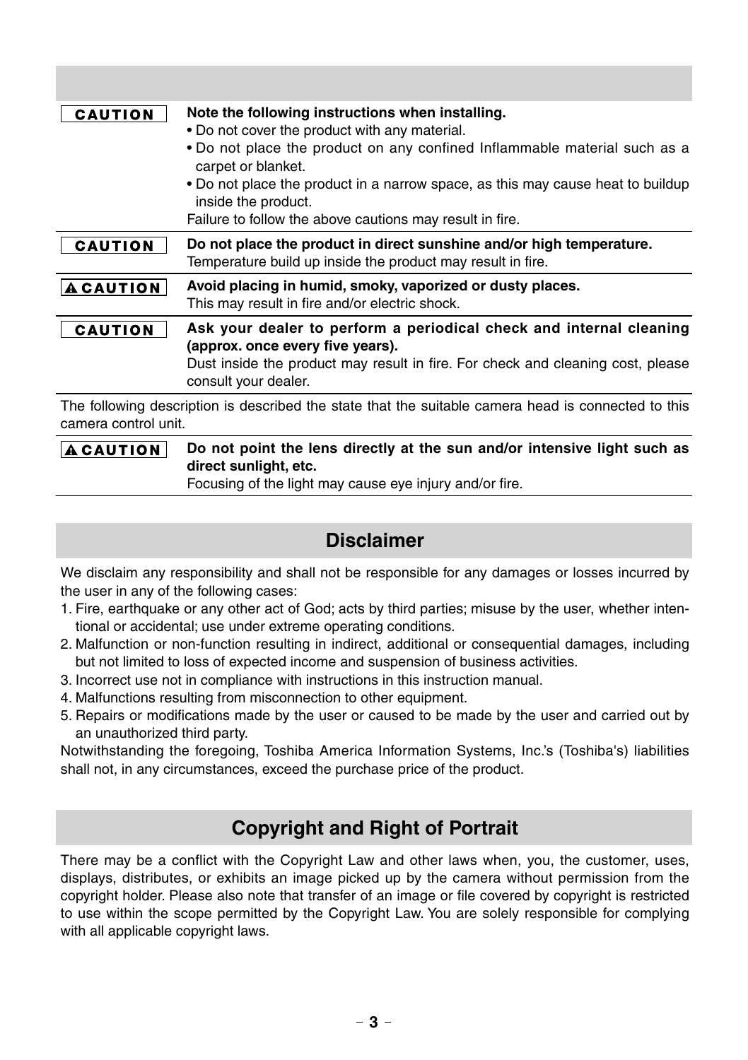| | |
|---|---|
| **CAUTION** | **Note the following instructions when installing.**<br>• Do not cover the product with any material.<br>• Do not place the product on any confined Inflammable material such as a carpet or blanket.<br>• Do not place the product in a narrow space, as this may cause heat to buildup inside the product.<br>Failure to follow the above cautions may result in fire. |
| **CAUTION** | **Do not place the product in direct sunshine and/or high temperature.**<br>Temperature build up inside the product may result in fire. |
| **⚠ CAUTION** | **Avoid placing in humid, smoky, vaporized or dusty places.**<br>This may result in fire and/or electric shock. |
| **CAUTION** | **Ask your dealer to perform a periodical check and internal cleaning (approx. once every five years).**<br>Dust inside the product may result in fire. For check and cleaning cost, please consult your dealer. |

The following description is described the state that the suitable camera head is connected to this camera control unit.

| | |
|---|---|
| **⚠ CAUTION** | **Do not point the lens directly at the sun and/or intensive light such as direct sunlight, etc.**<br>Focusing of the light may cause eye injury and/or fire. |

## Disclaimer

We disclaim any responsibility and shall not be responsible for any damages or losses incurred by the user in any of the following cases:

1. Fire, earthquake or any other act of God; acts by third parties; misuse by the user, whether intentional or accidental; use under extreme operating conditions.
2. Malfunction or non-function resulting in indirect, additional or consequential damages, including but not limited to loss of expected income and suspension of business activities.
3. Incorrect use not in compliance with instructions in this instruction manual.
4. Malfunctions resulting from misconnection to other equipment.
5. Repairs or modifications made by the user or caused to be made by the user and carried out by an unauthorized third party.

Notwithstanding the foregoing, Toshiba America Information Systems, Inc.'s (Toshiba's) liabilities shall not, in any circumstances, exceed the purchase price of the product.

## Copyright and Right of Portrait

There may be a conflict with the Copyright Law and other laws when, you, the customer, uses, displays, distributes, or exhibits an image picked up by the camera without permission from the copyright holder. Please also note that transfer of an image or file covered by copyright is restricted to use within the scope permitted by the Copyright Law. You are solely responsible for complying with all applicable copyright laws.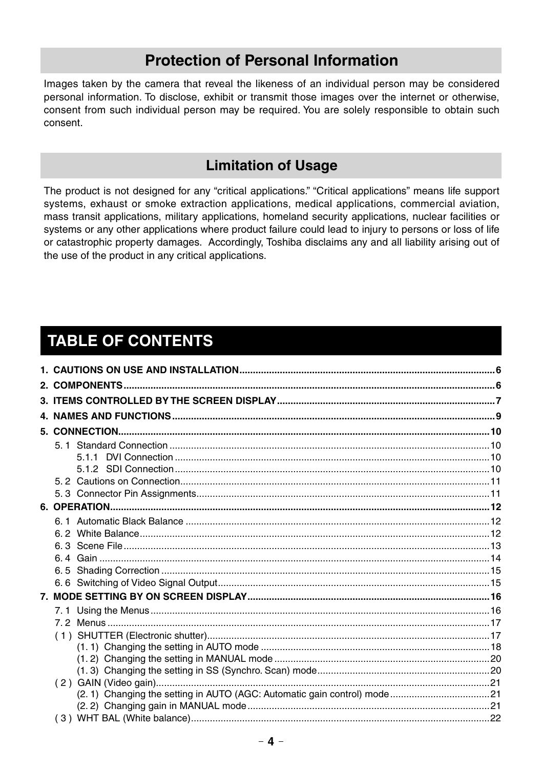## Protection of Personal Information

Images taken by the camera that reveal the likeness of an individual person may be considered personal information. To disclose, exhibit or transmit those images over the internet or otherwise, consent from such individual person may be required. You are solely responsible to obtain such consent.

## Limitation of Usage

The product is not designed for any “critical applications.” “Critical applications” means life support systems, exhaust or smoke extraction applications, medical applications, commercial aviation, mass transit applications, military applications, homeland security applications, nuclear facilities or systems or any other applications where product failure could lead to injury to persons or loss of life or catastrophic property damages. Accordingly, Toshiba disclaims any and all liability arising out of the use of the product in any critical applications.

# TABLE OF CONTENTS

**1. CAUTIONS ON USE AND INSTALLATION** .......... 6

**2. COMPONENTS** .......... 6

**3. ITEMS CONTROLLED BY THE SCREEN DISPLAY** .......... 7

**4. NAMES AND FUNCTIONS** .......... 9

**5. CONNECTION** .......... 10

- 5. 1 Standard Connection .......... 10
  - 5.1.1 DVI Connection .......... 10
  - 5.1.2 SDI Connection .......... 10
- 5. 2 Cautions on Connection .......... 11
- 5. 3 Connector Pin Assignments .......... 11

**6. OPERATION** .......... 12

- 6. 1 Automatic Black Balance .......... 12
- 6. 2 White Balance .......... 12
- 6. 3 Scene File .......... 13
- 6. 4 Gain .......... 14
- 6. 5 Shading Correction .......... 15
- 6. 6 Switching of Video Signal Output .......... 15

**7. MODE SETTING BY ON SCREEN DISPLAY** .......... 16

- 7. 1 Using the Menus .......... 16
- 7. 2 Menus .......... 17
- ( 1 ) SHUTTER (Electronic shutter) .......... 17
  - (1. 1) Changing the setting in AUTO mode .......... 18
  - (1. 2) Changing the setting in MANUAL mode .......... 20
  - (1. 3) Changing the setting in SS (Synchro. Scan) mode .......... 20
- ( 2 ) GAIN (Video gain) .......... 21
  - (2. 1) Changing the setting in AUTO (AGC: Automatic gain control) mode .......... 21
  - (2. 2) Changing gain in MANUAL mode .......... 21
- ( 3 ) WHT BAL (White balance) .......... 22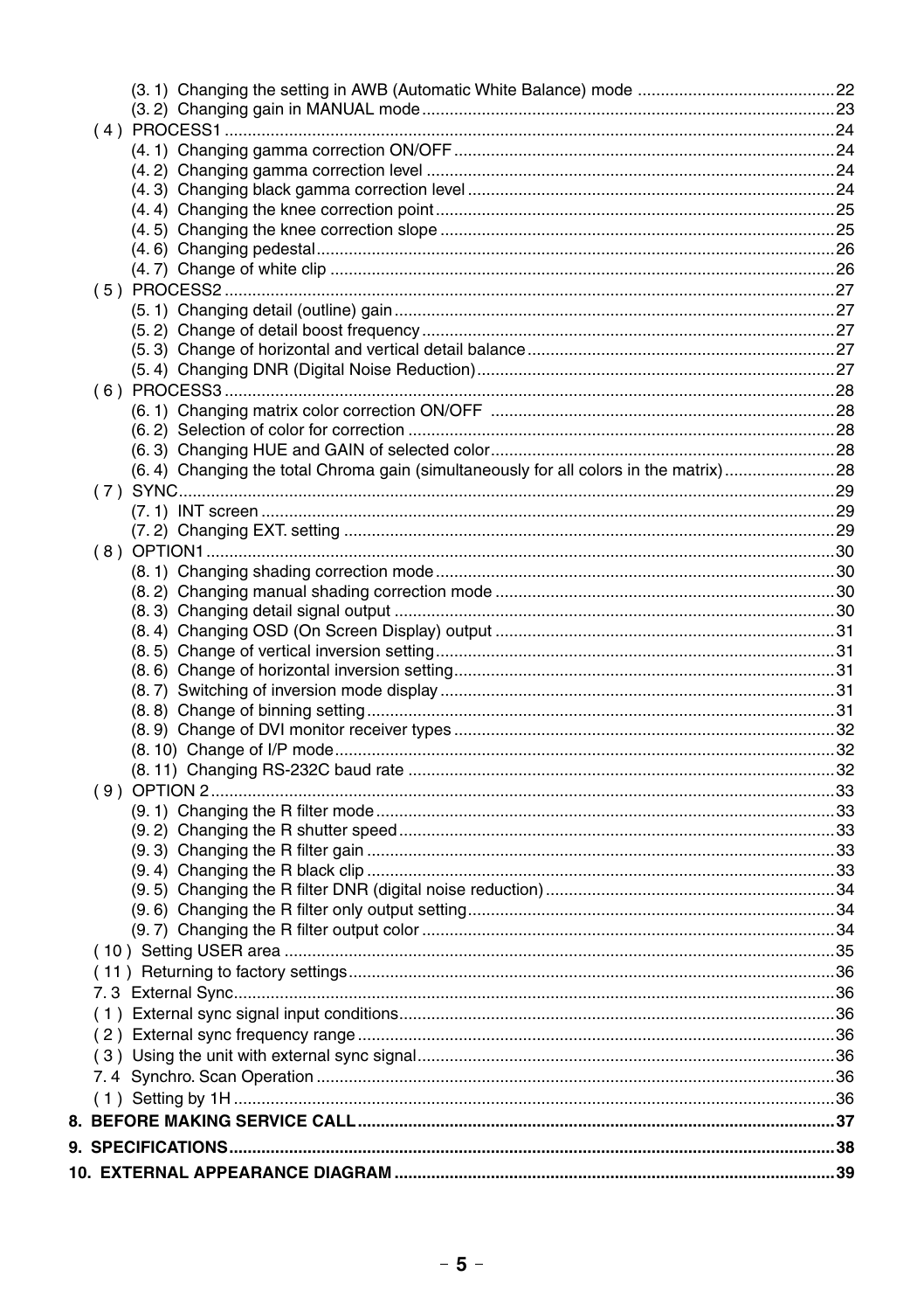(3. 1) Changing the setting in AWB (Automatic White Balance) mode ....................................... 22
(3. 2) Changing gain in MANUAL mode ....................................................................................... 23
( 4 ) PROCESS1 ................................................................................................................................ 24
(4. 1) Changing gamma correction ON/OFF .................................................................................. 24
(4. 2) Changing gamma correction level ........................................................................................ 24
(4. 3) Changing black gamma correction level ............................................................................... 24
(4. 4) Changing the knee correction point ...................................................................................... 25
(4. 5) Changing the knee correction slope ..................................................................................... 25
(4. 6) Changing pedestal ................................................................................................................ 26
(4. 7) Change of white clip ............................................................................................................. 26
( 5 ) PROCESS2 ................................................................................................................................ 27
(5. 1) Changing detail (outline) gain ............................................................................................... 27
(5. 2) Change of detail boost frequency ......................................................................................... 27
(5. 3) Change of horizontal and vertical detail balance .................................................................. 27
(5. 4) Changing DNR (Digital Noise Reduction) ............................................................................. 27
( 6 ) PROCESS3 ................................................................................................................................ 28
(6. 1) Changing matrix color correction ON/OFF .......................................................................... 28
(6. 2) Selection of color for correction ............................................................................................ 28
(6. 3) Changing HUE and GAIN of selected color .......................................................................... 28
(6. 4) Changing the total Chroma gain (simultaneously for all colors in the matrix) ........................ 28
( 7 ) SYNC .......................................................................................................................................... 29
(7. 1) INT screen ............................................................................................................................ 29
(7. 2) Changing EXT. setting .......................................................................................................... 29
( 8 ) OPTION1 .................................................................................................................................... 30
(8. 1) Changing shading correction mode ...................................................................................... 30
(8. 2) Changing manual shading correction mode ......................................................................... 30
(8. 3) Changing detail signal output ............................................................................................... 30
(8. 4) Changing OSD (On Screen Display) output ......................................................................... 31
(8. 5) Change of vertical inversion setting ...................................................................................... 31
(8. 6) Change of horizontal inversion setting .................................................................................. 31
(8. 7) Switching of inversion mode display ..................................................................................... 31
(8. 8) Change of binning setting ..................................................................................................... 31
(8. 9) Change of DVI monitor receiver types .................................................................................. 32
(8. 10) Change of I/P mode ............................................................................................................ 32
(8. 11) Changing RS-232C baud rate ............................................................................................ 32
( 9 ) OPTION 2 ................................................................................................................................... 33
(9. 1) Changing the R filter mode ................................................................................................... 33
(9. 2) Changing the R shutter speed .............................................................................................. 33
(9. 3) Changing the R filter gain ..................................................................................................... 33
(9. 4) Changing the R black clip ..................................................................................................... 33
(9. 5) Changing the R filter DNR (digital noise reduction) .............................................................. 34
(9. 6) Changing the R filter only output setting ............................................................................... 34
(9. 7) Changing the R filter output color ......................................................................................... 34
( 10 ) Setting USER area .................................................................................................................... 35
( 11 ) Returning to factory settings ..................................................................................................... 36
7. 3 External Sync ................................................................................................................................. 36
( 1 ) External sync signal input conditions .......................................................................................... 36
( 2 ) External sync frequency range .................................................................................................... 36
( 3 ) Using the unit with external sync signal ....................................................................................... 36
7. 4 Synchro. Scan Operation ............................................................................................................... 36
( 1 ) Setting by 1H .............................................................................................................................. 36

**8. BEFORE MAKING SERVICE CALL ..................................................................................................... 37**

**9. SPECIFICATIONS ................................................................................................................................ 38**

**10. EXTERNAL APPEARANCE DIAGRAM .............................................................................................. 39**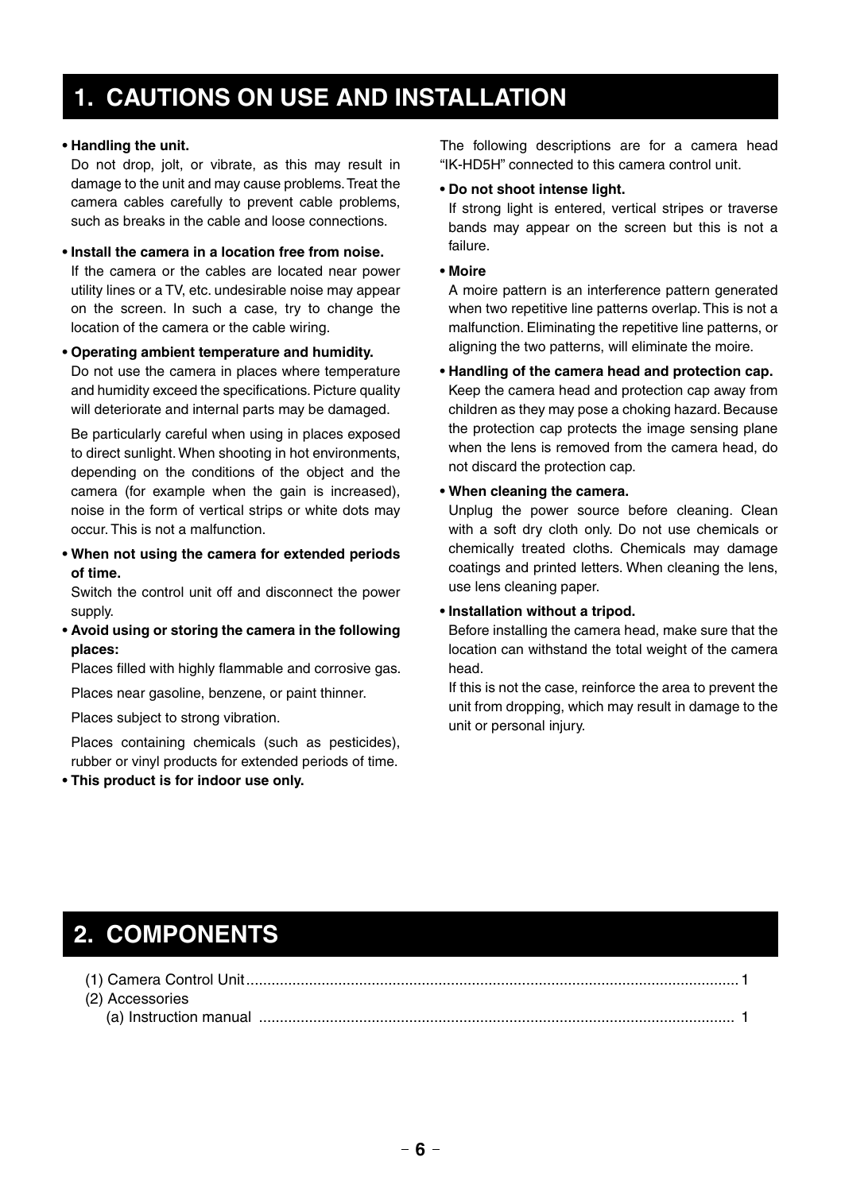# 1. CAUTIONS ON USE AND INSTALLATION

- **Handling the unit.**
  Do not drop, jolt, or vibrate, as this may result in damage to the unit and may cause problems. Treat the camera cables carefully to prevent cable problems, such as breaks in the cable and loose connections.

- **Install the camera in a location free from noise.**
  If the camera or the cables are located near power utility lines or a TV, etc. undesirable noise may appear on the screen. In such a case, try to change the location of the camera or the cable wiring.

- **Operating ambient temperature and humidity.**
  Do not use the camera in places where temperature and humidity exceed the specifications. Picture quality will deteriorate and internal parts may be damaged.

  Be particularly careful when using in places exposed to direct sunlight. When shooting in hot environments, depending on the conditions of the object and the camera (for example when the gain is increased), noise in the form of vertical strips or white dots may occur. This is not a malfunction.

- **When not using the camera for extended periods of time.**
  Switch the control unit off and disconnect the power supply.

- **Avoid using or storing the camera in the following places:**
  Places filled with highly flammable and corrosive gas.

  Places near gasoline, benzene, or paint thinner.

  Places subject to strong vibration.

  Places containing chemicals (such as pesticides), rubber or vinyl products for extended periods of time.

- **This product is for indoor use only.**

The following descriptions are for a camera head "IK-HD5H" connected to this camera control unit.

- **Do not shoot intense light.**
  If strong light is entered, vertical stripes or traverse bands may appear on the screen but this is not a failure.

- **Moire**
  A moire pattern is an interference pattern generated when two repetitive line patterns overlap. This is not a malfunction. Eliminating the repetitive line patterns, or aligning the two patterns, will eliminate the moire.

- **Handling of the camera head and protection cap.**
  Keep the camera head and protection cap away from children as they may pose a choking hazard. Because the protection cap protects the image sensing plane when the lens is removed from the camera head, do not discard the protection cap.

- **When cleaning the camera.**
  Unplug the power source before cleaning. Clean with a soft dry cloth only. Do not use chemicals or chemically treated cloths. Chemicals may damage coatings and printed letters. When cleaning the lens, use lens cleaning paper.

- **Installation without a tripod.**
  Before installing the camera head, make sure that the location can withstand the total weight of the camera head.
  If this is not the case, reinforce the area to prevent the unit from dropping, which may result in damage to the unit or personal injury.

# 2. COMPONENTS

(1) Camera Control Unit ........................................ 1
(2) Accessories
  (a) Instruction manual ........................................ 1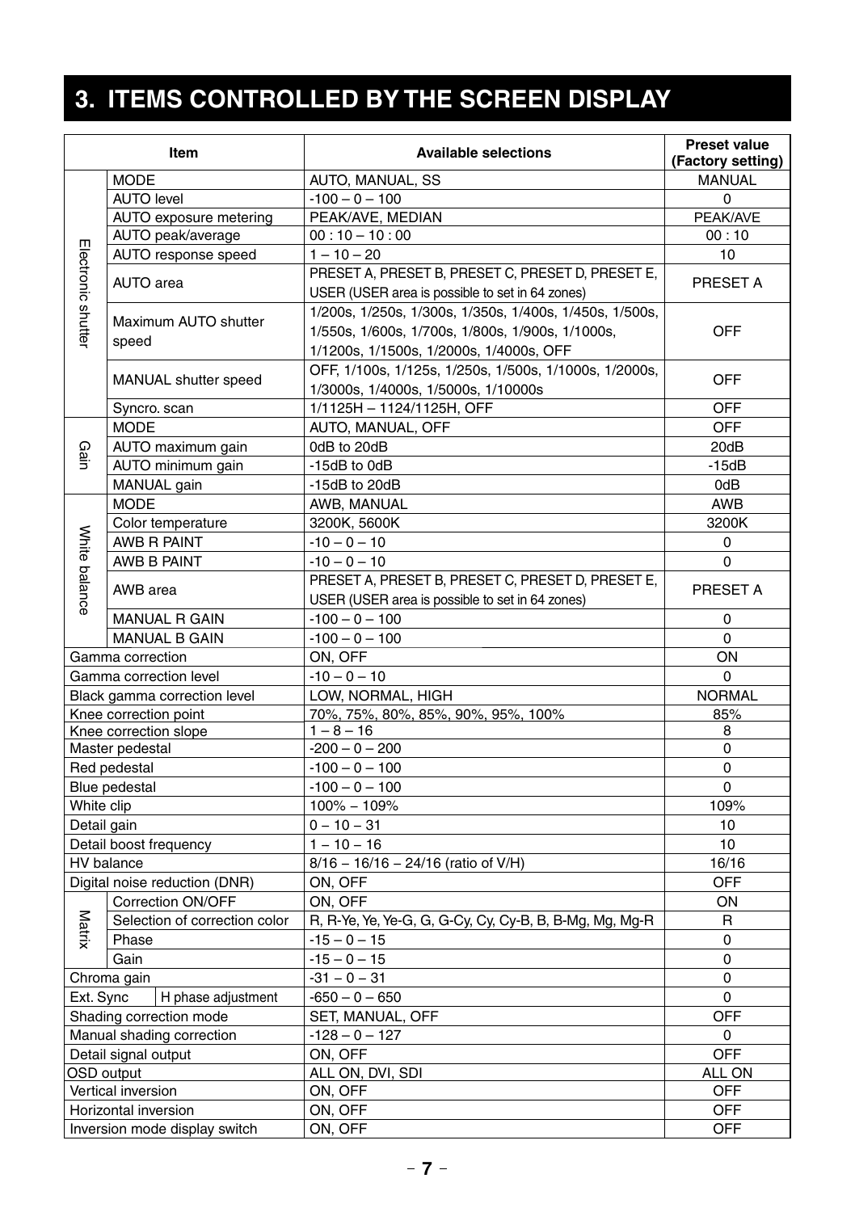# 3. ITEMS CONTROLLED BY THE SCREEN DISPLAY

| Item | | Available selections | Preset value (Factory setting) |
|---|---|---|---|
| Electronic shutter | MODE | AUTO, MANUAL, SS | MANUAL |
| | AUTO level | -100 – 0 – 100 | 0 |
| | AUTO exposure metering | PEAK/AVE, MEDIAN | PEAK/AVE |
| | AUTO peak/average | 00 : 10 – 10 : 00 | 00 : 10 |
| | AUTO response speed | 1 – 10 – 20 | 10 |
| | AUTO area | PRESET A, PRESET B, PRESET C, PRESET D, PRESET E, USER (USER area is possible to set in 64 zones) | PRESET A |
| | Maximum AUTO shutter speed | 1/200s, 1/250s, 1/300s, 1/350s, 1/400s, 1/450s, 1/500s, 1/550s, 1/600s, 1/700s, 1/800s, 1/900s, 1/1000s, 1/1200s, 1/1500s, 1/2000s, 1/4000s, OFF | OFF |
| | MANUAL shutter speed | OFF, 1/100s, 1/125s, 1/250s, 1/500s, 1/1000s, 1/2000s, 1/3000s, 1/4000s, 1/5000s, 1/10000s | OFF |
| | Syncro. scan | 1/1125H – 1124/1125H, OFF | OFF |
| Gain | MODE | AUTO, MANUAL, OFF | OFF |
| | AUTO maximum gain | 0dB to 20dB | 20dB |
| | AUTO minimum gain | -15dB to 0dB | -15dB |
| | MANUAL gain | -15dB to 20dB | 0dB |
| White balance | MODE | AWB, MANUAL | AWB |
| | Color temperature | 3200K, 5600K | 3200K |
| | AWB R PAINT | -10 – 0 – 10 | 0 |
| | AWB B PAINT | -10 – 0 – 10 | 0 |
| | AWB area | PRESET A, PRESET B, PRESET C, PRESET D, PRESET E, USER (USER area is possible to set in 64 zones) | PRESET A |
| | MANUAL R GAIN | -100 – 0 – 100 | 0 |
| | MANUAL B GAIN | -100 – 0 – 100 | 0 |
| Gamma correction | | ON, OFF | ON |
| Gamma correction level | | -10 – 0 – 10 | 0 |
| Black gamma correction level | | LOW, NORMAL, HIGH | NORMAL |
| Knee correction point | | 70%, 75%, 80%, 85%, 90%, 95%, 100% | 85% |
| Knee correction slope | | 1 – 8 – 16 | 8 |
| Master pedestal | | -200 – 0 – 200 | 0 |
| Red pedestal | | -100 – 0 – 100 | 0 |
| Blue pedestal | | -100 – 0 – 100 | 0 |
| White clip | | 100% – 109% | 109% |
| Detail gain | | 0 – 10 – 31 | 10 |
| Detail boost frequency | | 1 – 10 – 16 | 10 |
| HV balance | | 8/16 – 16/16 – 24/16 (ratio of V/H) | 16/16 |
| Digital noise reduction (DNR) | | ON, OFF | OFF |
| Matrix | Correction ON/OFF | ON, OFF | ON |
| | Selection of correction color | R, R-Ye, Ye, Ye-G, G, G-Cy, Cy, Cy-B, B, B-Mg, Mg, Mg-R | R |
| | Phase | -15 – 0 – 15 | 0 |
| | Gain | -15 – 0 – 15 | 0 |
| Chroma gain | | -31 – 0 – 31 | 0 |
| Ext. Sync | H phase adjustment | -650 – 0 – 650 | 0 |
| Shading correction mode | | SET, MANUAL, OFF | OFF |
| Manual shading correction | | -128 – 0 – 127 | 0 |
| Detail signal output | | ON, OFF | OFF |
| OSD output | | ALL ON, DVI, SDI | ALL ON |
| Vertical inversion | | ON, OFF | OFF |
| Horizontal inversion | | ON, OFF | OFF |
| Inversion mode display switch | | ON, OFF | OFF |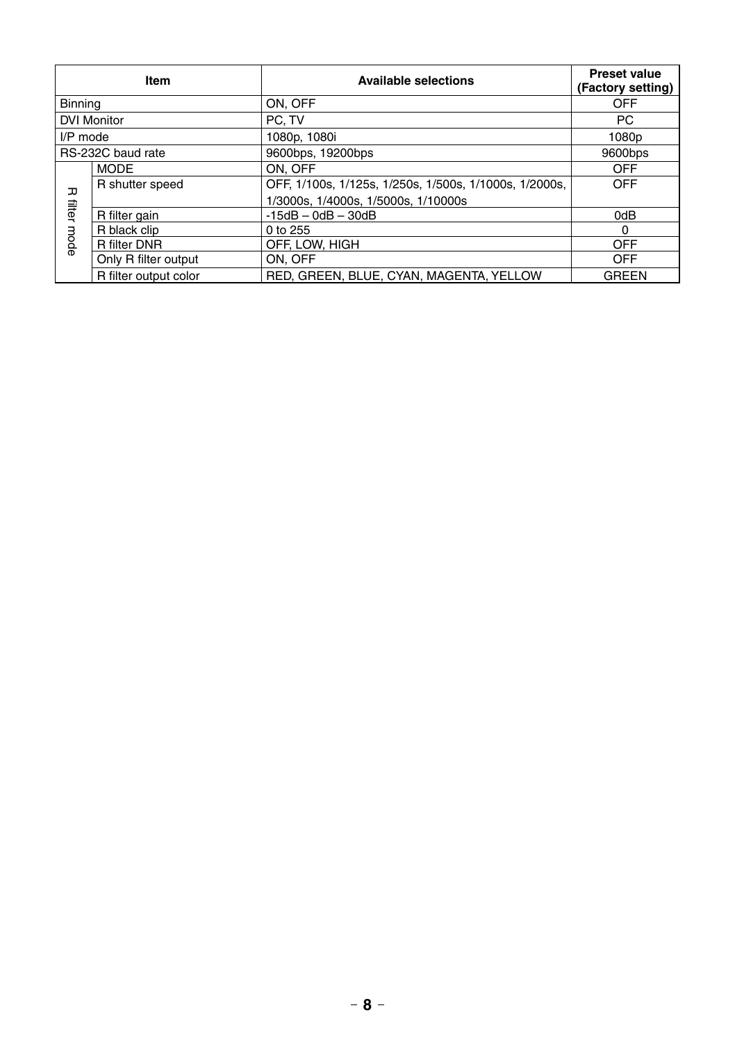| Item | | Available selections | Preset value (Factory setting) |
|---|---|---|---|
| Binning | | ON, OFF | OFF |
| DVI Monitor | | PC, TV | PC |
| I/P mode | | 1080p, 1080i | 1080p |
| RS-232C baud rate | | 9600bps, 19200bps | 9600bps |
| R filter mode | MODE | ON, OFF | OFF |
| | R shutter speed | OFF, 1/100s, 1/125s, 1/250s, 1/500s, 1/1000s, 1/2000s, 1/3000s, 1/4000s, 1/5000s, 1/10000s | OFF |
| | R filter gain | -15dB – 0dB – 30dB | 0dB |
| | R black clip | 0 to 255 | 0 |
| | R filter DNR | OFF, LOW, HIGH | OFF |
| | Only R filter output | ON, OFF | OFF |
| | R filter output color | RED, GREEN, BLUE, CYAN, MAGENTA, YELLOW | GREEN |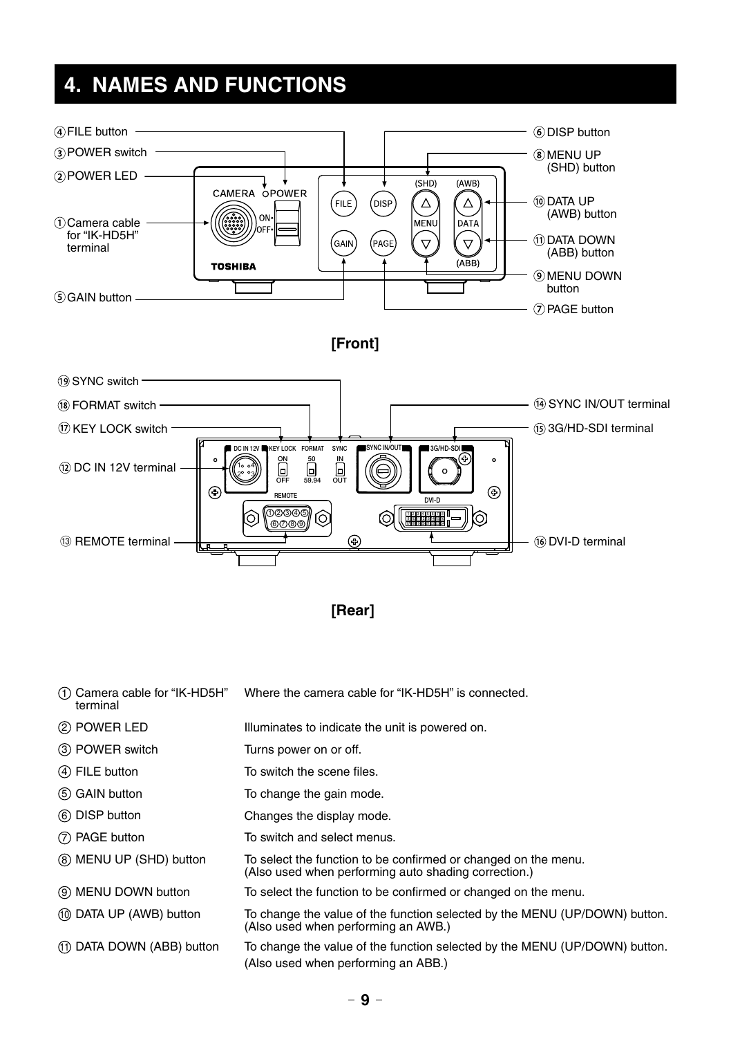// Page 9 — "4. NAMES AND FUNCTIONS"

# 4. NAMES AND FUNCTIONS

**[Front]**

**[Rear]**

| | |
|---|---|
| ① Camera cable for "IK-HD5H" terminal | Where the camera cable for "IK-HD5H" is connected. |
| ② POWER LED | Illuminates to indicate the unit is powered on. |
| ③ POWER switch | Turns power on or off. |
| ④ FILE button | To switch the scene files. |
| ⑤ GAIN button | To change the gain mode. |
| ⑥ DISP button | Changes the display mode. |
| ⑦ PAGE button | To switch and select menus. |
| ⑧ MENU UP (SHD) button | To select the function to be confirmed or changed on the menu. (Also used when performing auto shading correction.) |
| ⑨ MENU DOWN button | To select the function to be confirmed or changed on the menu. |
| ⑩ DATA UP (AWB) button | To change the value of the function selected by the MENU (UP/DOWN) button. (Also used when performing an AWB.) |
| ⑪ DATA DOWN (ABB) button | To change the value of the function selected by the MENU (UP/DOWN) button. (Also used when performing an ABB.) |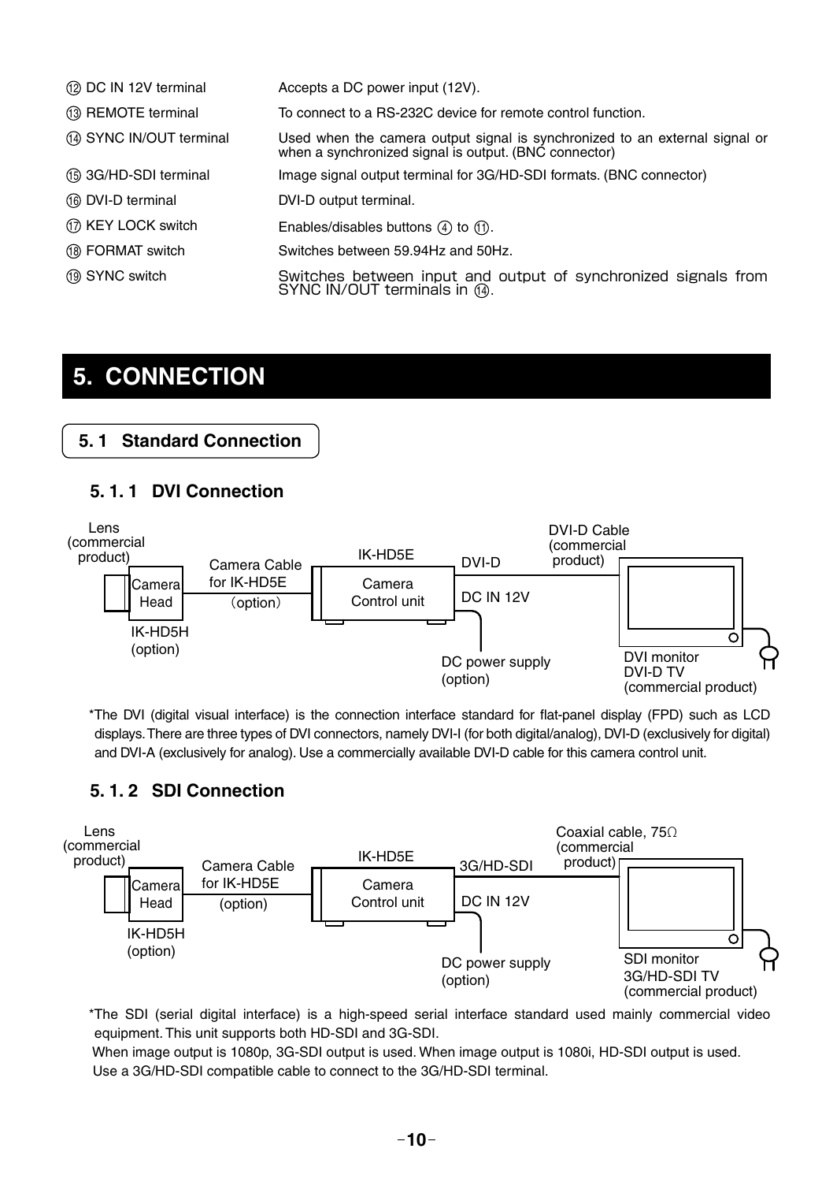| | |
|---|---|
| ⑫ DC IN 12V terminal | Accepts a DC power input (12V). |
| ⑬ REMOTE terminal | To connect to a RS-232C device for remote control function. |
| ⑭ SYNC IN/OUT terminal | Used when the camera output signal is synchronized to an external signal or when a synchronized signal is output. (BNC connector) |
| ⑮ 3G/HD-SDI terminal | Image signal output terminal for 3G/HD-SDI formats. (BNC connector) |
| ⑯ DVI-D terminal | DVI-D output terminal. |
| ⑰ KEY LOCK switch | Enables/disables buttons ④ to ⑪. |
| ⑱ FORMAT switch | Switches between 59.94Hz and 50Hz. |
| ⑲ SYNC switch | Switches between input and output of synchronized signals from SYNC IN/OUT terminals in ⑭. |

# 5. CONNECTION

## 5. 1 Standard Connection

### 5. 1. 1 DVI Connection

Lens (commercial product) — Camera Head IK-HD5H (option) — Camera Cable for IK-HD5E (option) — IK-HD5E Camera Control unit — DVI-D — DVI-D Cable (commercial product) — DVI monitor DVI-D TV (commercial product)

DC IN 12V — DC power supply (option)

*The DVI (digital visual interface) is the connection interface standard for flat-panel display (FPD) such as LCD displays. There are three types of DVI connectors, namely DVI-I (for both digital/analog), DVI-D (exclusively for digital) and DVI-A (exclusively for analog). Use a commercially available DVI-D cable for this camera control unit.

### 5. 1. 2 SDI Connection

Lens (commercial product) — Camera Head IK-HD5H (option) — Camera Cable for IK-HD5E (option) — IK-HD5E Camera Control unit — 3G/HD-SDI — Coaxial cable, 75Ω (commercial product) — SDI monitor 3G/HD-SDI TV (commercial product)

DC IN 12V — DC power supply (option)

*The SDI (serial digital interface) is a high-speed serial interface standard used mainly commercial video equipment. This unit supports both HD-SDI and 3G-SDI.
When image output is 1080p, 3G-SDI output is used. When image output is 1080i, HD-SDI output is used.
Use a 3G/HD-SDI compatible cable to connect to the 3G/HD-SDI terminal.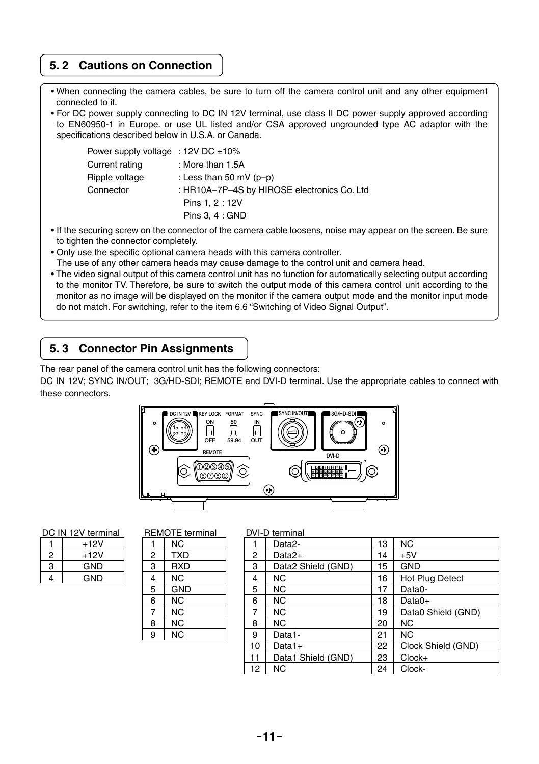## 5. 2 Cautions on Connection

- When connecting the camera cables, be sure to turn off the camera control unit and any other equipment connected to it.
- For DC power supply connecting to DC IN 12V terminal, use class II DC power supply approved according to EN60950-1 in Europe. or use UL listed and/or CSA approved ungrounded type AC adaptor with the specifications described below in U.S.A. or Canada.

  Power supply voltage : 12V DC ±10%
  Current rating : More than 1.5A
  Ripple voltage : Less than 50 mV (p–p)
  Connector : HR10A–7P–4S by HIROSE electronics Co. Ltd
  Pins 1, 2 : 12V
  Pins 3, 4 : GND

- If the securing screw on the connector of the camera cable loosens, noise may appear on the screen. Be sure to tighten the connector completely.
- Only use the specific optional camera heads with this camera controller.
  The use of any other camera heads may cause damage to the control unit and camera head.
- The video signal output of this camera control unit has no function for automatically selecting output according to the monitor TV. Therefore, be sure to switch the output mode of this camera control unit according to the monitor as no image will be displayed on the monitor if the camera output mode and the monitor input mode do not match. For switching, refer to the item 6.6 "Switching of Video Signal Output".

## 5. 3 Connector Pin Assignments

The rear panel of the camera control unit has the following connectors:
DC IN 12V; SYNC IN/OUT; 3G/HD-SDI; REMOTE and DVI-D terminal. Use the appropriate cables to connect with these connectors.

DC IN 12V terminal

| | |
|---|---|
| 1 | +12V |
| 2 | +12V |
| 3 | GND |
| 4 | GND |

REMOTE terminal

| | |
|---|---|
| 1 | NC |
| 2 | TXD |
| 3 | RXD |
| 4 | NC |
| 5 | GND |
| 6 | NC |
| 7 | NC |
| 8 | NC |
| 9 | NC |

DVI-D terminal

| | | | |
|---|---|---|---|
| 1 | Data2- | 13 | NC |
| 2 | Data2+ | 14 | +5V |
| 3 | Data2 Shield (GND) | 15 | GND |
| 4 | NC | 16 | Hot Plug Detect |
| 5 | NC | 17 | Data0- |
| 6 | NC | 18 | Data0+ |
| 7 | NC | 19 | Data0 Shield (GND) |
| 8 | NC | 20 | NC |
| 9 | Data1- | 21 | NC |
| 10 | Data1+ | 22 | Clock Shield (GND) |
| 11 | Data1 Shield (GND) | 23 | Clock+ |
| 12 | NC | 24 | Clock- |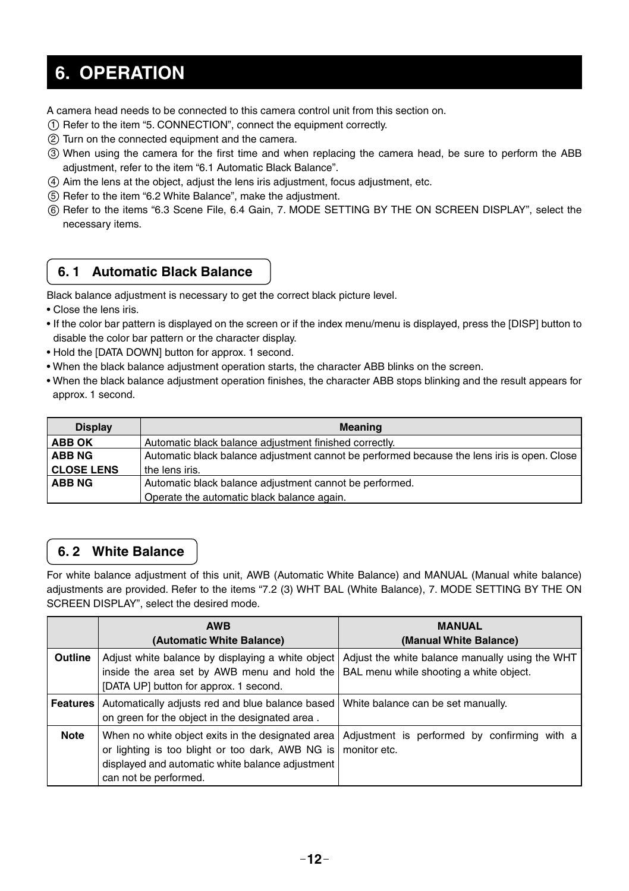# 6. OPERATION

A camera head needs to be connected to this camera control unit from this section on.

① Refer to the item “5. CONNECTION”, connect the equipment correctly.
② Turn on the connected equipment and the camera.
③ When using the camera for the first time and when replacing the camera head, be sure to perform the ABB adjustment, refer to the item “6.1 Automatic Black Balance”.
④ Aim the lens at the object, adjust the lens iris adjustment, focus adjustment, etc.
⑤ Refer to the item “6.2 White Balance”, make the adjustment.
⑥ Refer to the items “6.3 Scene File, 6.4 Gain, 7. MODE SETTING BY THE ON SCREEN DISPLAY”, select the necessary items.

## 6. 1 Automatic Black Balance

Black balance adjustment is necessary to get the correct black picture level.

- Close the lens iris.
- If the color bar pattern is displayed on the screen or if the index menu/menu is displayed, press the [DISP] button to disable the color bar pattern or the character display.
- Hold the [DATA DOWN] button for approx. 1 second.
- When the black balance adjustment operation starts, the character ABB blinks on the screen.
- When the black balance adjustment operation finishes, the character ABB stops blinking and the result appears for approx. 1 second.

| Display | Meaning |
|---|---|
| **ABB OK** | Automatic black balance adjustment finished correctly. |
| **ABB NG CLOSE LENS** | Automatic black balance adjustment cannot be performed because the lens iris is open. Close the lens iris. |
| **ABB NG** | Automatic black balance adjustment cannot be performed. Operate the automatic black balance again. |

## 6. 2 White Balance

For white balance adjustment of this unit, AWB (Automatic White Balance) and MANUAL (Manual white balance) adjustments are provided. Refer to the items “7.2 (3) WHT BAL (White Balance), 7. MODE SETTING BY THE ON SCREEN DISPLAY”, select the desired mode.

| | AWB (Automatic White Balance) | MANUAL (Manual White Balance) |
|---|---|---|
| **Outline** | Adjust white balance by displaying a white object inside the area set by AWB menu and hold the [DATA UP] button for approx. 1 second. | Adjust the white balance manually using the WHT BAL menu while shooting a white object. |
| **Features** | Automatically adjusts red and blue balance based on green for the object in the designated area . | White balance can be set manually. |
| **Note** | When no white object exits in the designated area or lighting is too blight or too dark, AWB NG is displayed and automatic white balance adjustment can not be performed. | Adjustment is performed by confirming with a monitor etc. |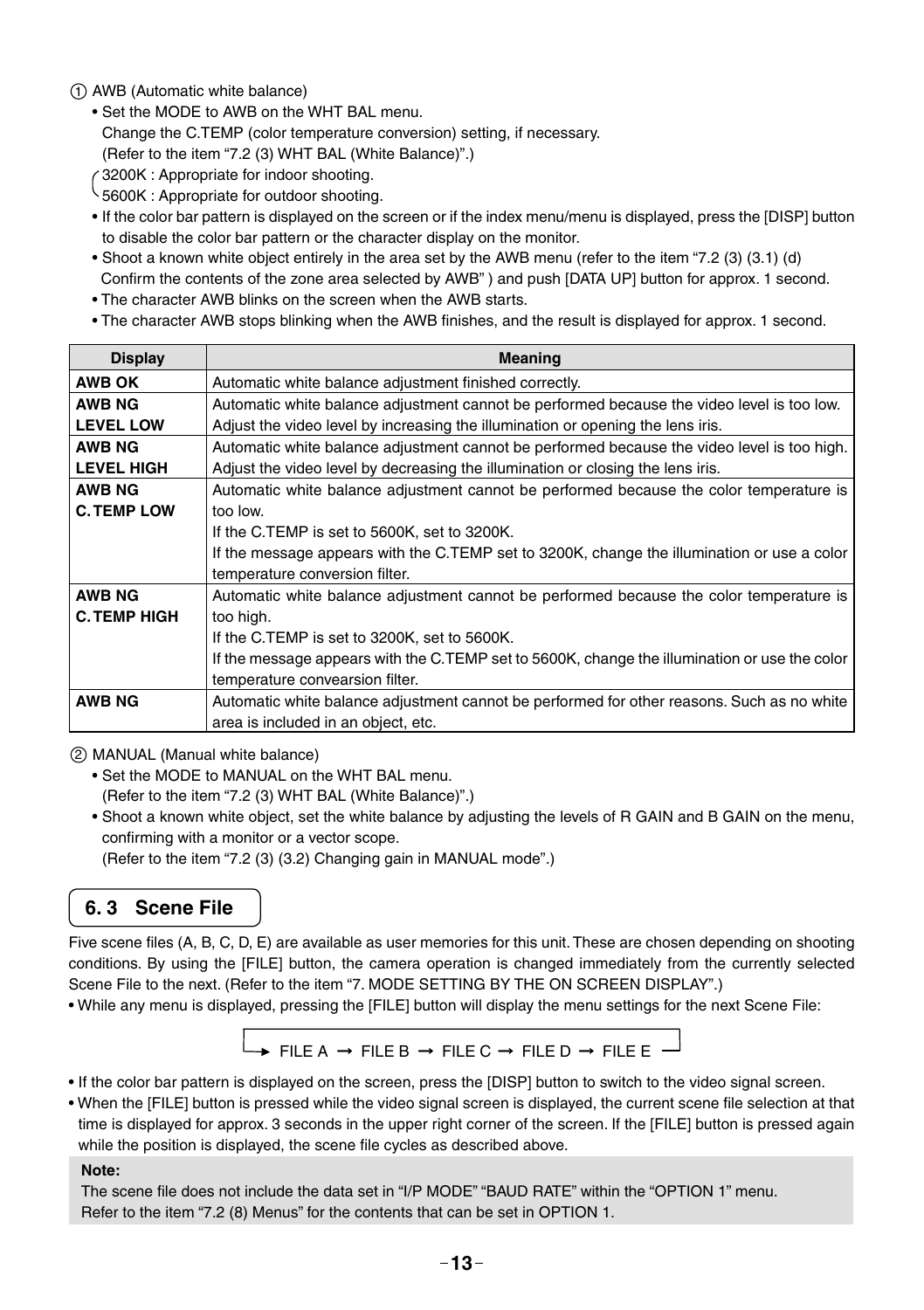① AWB (Automatic white balance)

- Set the MODE to AWB on the WHT BAL menu.
  Change the C.TEMP (color temperature conversion) setting, if necessary.
  (Refer to the item "7.2 (3) WHT BAL (White Balance)".)
  3200K : Appropriate for indoor shooting.
  5600K : Appropriate for outdoor shooting.
- If the color bar pattern is displayed on the screen or if the index menu/menu is displayed, press the [DISP] button to disable the color bar pattern or the character display on the monitor.
- Shoot a known white object entirely in the area set by the AWB menu (refer to the item "7.2 (3) (3.1) (d) Confirm the contents of the zone area selected by AWB" ) and push [DATA UP] button for approx. 1 second.
- The character AWB blinks on the screen when the AWB starts.
- The character AWB stops blinking when the AWB finishes, and the result is displayed for approx. 1 second.

| Display | Meaning |
|---|---|
| **AWB OK** | Automatic white balance adjustment finished correctly. |
| **AWB NG LEVEL LOW** | Automatic white balance adjustment cannot be performed because the video level is too low. Adjust the video level by increasing the illumination or opening the lens iris. |
| **AWB NG LEVEL HIGH** | Automatic white balance adjustment cannot be performed because the video level is too high. Adjust the video level by decreasing the illumination or closing the lens iris. |
| **AWB NG C.TEMP LOW** | Automatic white balance adjustment cannot be performed because the color temperature is too low. If the C.TEMP is set to 5600K, set to 3200K. If the message appears with the C.TEMP set to 3200K, change the illumination or use a color temperature conversion filter. |
| **AWB NG C.TEMP HIGH** | Automatic white balance adjustment cannot be performed because the color temperature is too high. If the C.TEMP is set to 3200K, set to 5600K. If the message appears with the C.TEMP set to 5600K, change the illumination or use the color temperature convearsion filter. |
| **AWB NG** | Automatic white balance adjustment cannot be performed for other reasons. Such as no white area is included in an object, etc. |

② MANUAL (Manual white balance)

- Set the MODE to MANUAL on the WHT BAL menu.
  (Refer to the item "7.2 (3) WHT BAL (White Balance)".)
- Shoot a known white object, set the white balance by adjusting the levels of R GAIN and B GAIN on the menu, confirming with a monitor or a vector scope.
  (Refer to the item "7.2 (3) (3.2) Changing gain in MANUAL mode".)

## 6. 3 Scene File

Five scene files (A, B, C, D, E) are available as user memories for this unit. These are chosen depending on shooting conditions. By using the [FILE] button, the camera operation is changed immediately from the currently selected Scene File to the next. (Refer to the item "7. MODE SETTING BY THE ON SCREEN DISPLAY".)

- While any menu is displayed, pressing the [FILE] button will display the menu settings for the next Scene File:

→ FILE A → FILE B → FILE C → FILE D → FILE E

- If the color bar pattern is displayed on the screen, press the [DISP] button to switch to the video signal screen.
- When the [FILE] button is pressed while the video signal screen is displayed, the current scene file selection at that time is displayed for approx. 3 seconds in the upper right corner of the screen. If the [FILE] button is pressed again while the position is displayed, the scene file cycles as described above.

**Note:**
The scene file does not include the data set in "I/P MODE" "BAUD RATE" within the "OPTION 1" menu.
Refer to the item "7.2 (8) Menus" for the contents that can be set in OPTION 1.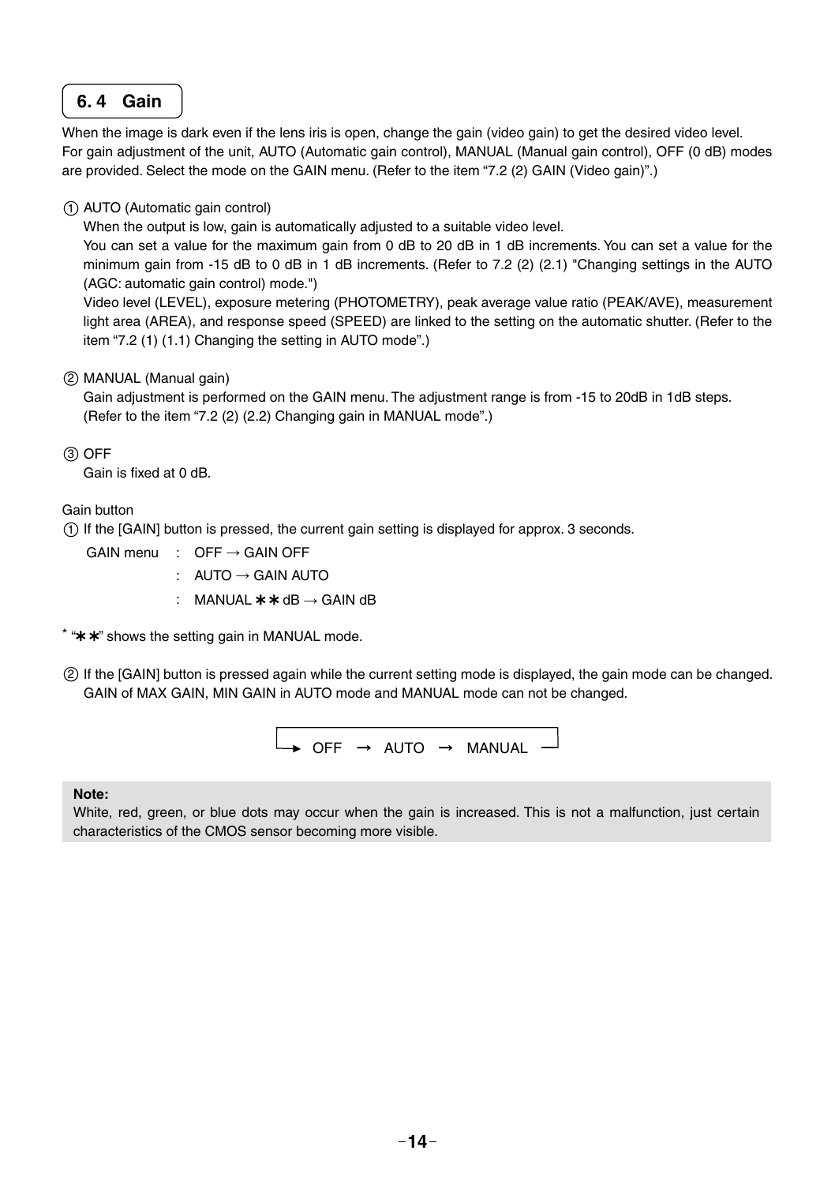## 6. 4 Gain

When the image is dark even if the lens iris is open, change the gain (video gain) to get the desired video level.
For gain adjustment of the unit, AUTO (Automatic gain control), MANUAL (Manual gain control), OFF (0 dB) modes are provided. Select the mode on the GAIN menu. (Refer to the item “7.2 (2) GAIN (Video gain)”.)

① AUTO (Automatic gain control)
When the output is low, gain is automatically adjusted to a suitable video level.
You can set a value for the maximum gain from 0 dB to 20 dB in 1 dB increments. You can set a value for the minimum gain from -15 dB to 0 dB in 1 dB increments. (Refer to 7.2 (2) (2.1) "Changing settings in the AUTO (AGC: automatic gain control) mode.")
Video level (LEVEL), exposure metering (PHOTOMETRY), peak average value ratio (PEAK/AVE), measurement light area (AREA), and response speed (SPEED) are linked to the setting on the automatic shutter. (Refer to the item “7.2 (1) (1.1) Changing the setting in AUTO mode”.)

② MANUAL (Manual gain)
Gain adjustment is performed on the GAIN menu. The adjustment range is from -15 to 20dB in 1dB steps.
(Refer to the item “7.2 (2) (2.2) Changing gain in MANUAL mode”.)

③ OFF
Gain is fixed at 0 dB.

Gain button

① If the [GAIN] button is pressed, the current gain setting is displayed for approx. 3 seconds.

GAIN menu : OFF → GAIN OFF
: AUTO → GAIN AUTO
: MANUAL ✱✱ dB → GAIN dB

* “✱✱” shows the setting gain in MANUAL mode.

② If the [GAIN] button is pressed again while the current setting mode is displayed, the gain mode can be changed.
GAIN of MAX GAIN, MIN GAIN in AUTO mode and MANUAL mode can not be changed.

→ OFF → AUTO → MANUAL ─┘ (returns to OFF)

**Note:**
White, red, green, or blue dots may occur when the gain is increased. This is not a malfunction, just certain characteristics of the CMOS sensor becoming more visible.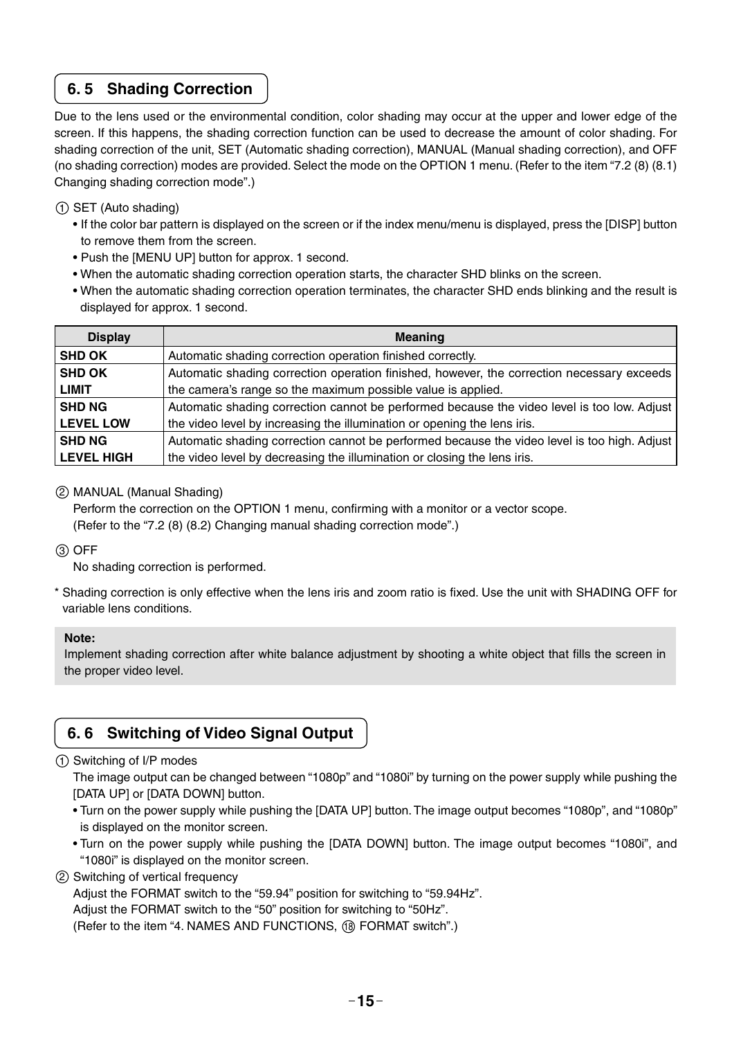## 6. 5 Shading Correction

Due to the lens used or the environmental condition, color shading may occur at the upper and lower edge of the screen. If this happens, the shading correction function can be used to decrease the amount of color shading. For shading correction of the unit, SET (Automatic shading correction), MANUAL (Manual shading correction), and OFF (no shading correction) modes are provided. Select the mode on the OPTION 1 menu. (Refer to the item "7.2 (8) (8.1) Changing shading correction mode".)

① SET (Auto shading)

- If the color bar pattern is displayed on the screen or if the index menu/menu is displayed, press the [DISP] button to remove them from the screen.
- Push the [MENU UP] button for approx. 1 second.
- When the automatic shading correction operation starts, the character SHD blinks on the screen.
- When the automatic shading correction operation terminates, the character SHD ends blinking and the result is displayed for approx. 1 second.

| Display | Meaning |
|---|---|
| **SHD OK** | Automatic shading correction operation finished correctly. |
| **SHD OK LIMIT** | Automatic shading correction operation finished, however, the correction necessary exceeds the camera's range so the maximum possible value is applied. |
| **SHD NG LEVEL LOW** | Automatic shading correction cannot be performed because the video level is too low. Adjust the video level by increasing the illumination or opening the lens iris. |
| **SHD NG LEVEL HIGH** | Automatic shading correction cannot be performed because the video level is too high. Adjust the video level by decreasing the illumination or closing the lens iris. |

② MANUAL (Manual Shading)
Perform the correction on the OPTION 1 menu, confirming with a monitor or a vector scope.
(Refer to the "7.2 (8) (8.2) Changing manual shading correction mode".)

③ OFF
No shading correction is performed.

\* Shading correction is only effective when the lens iris and zoom ratio is fixed. Use the unit with SHADING OFF for variable lens conditions.

**Note:**
Implement shading correction after white balance adjustment by shooting a white object that fills the screen in the proper video level.

## 6. 6 Switching of Video Signal Output

① Switching of I/P modes
The image output can be changed between "1080p" and "1080i" by turning on the power supply while pushing the [DATA UP] or [DATA DOWN] button.

- Turn on the power supply while pushing the [DATA UP] button. The image output becomes "1080p", and "1080p" is displayed on the monitor screen.
- Turn on the power supply while pushing the [DATA DOWN] button. The image output becomes "1080i", and "1080i" is displayed on the monitor screen.

② Switching of vertical frequency
Adjust the FORMAT switch to the "59.94" position for switching to "59.94Hz".
Adjust the FORMAT switch to the "50" position for switching to "50Hz".
(Refer to the item "4. NAMES AND FUNCTIONS, ⑱ FORMAT switch".)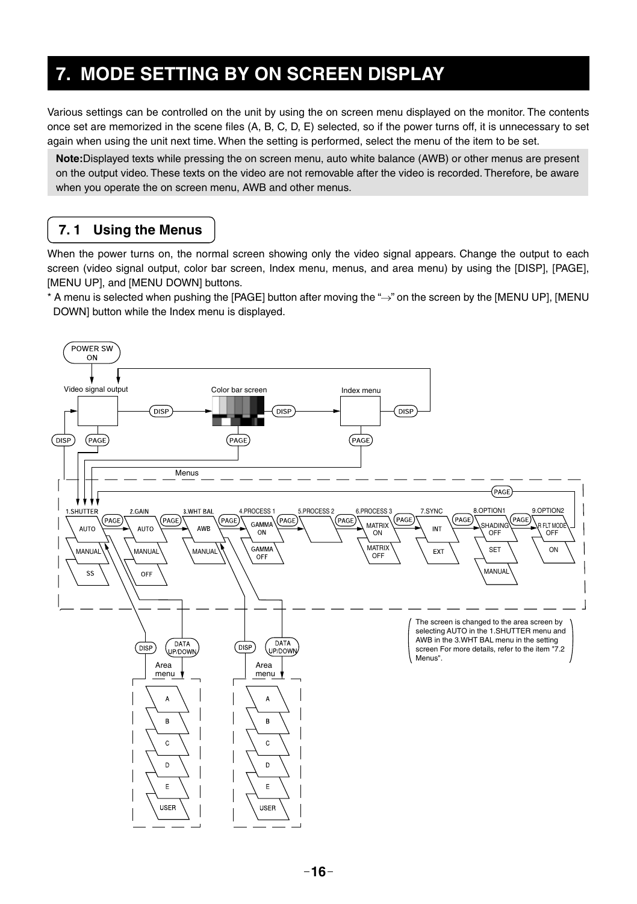# 7. MODE SETTING BY ON SCREEN DISPLAY

Various settings can be controlled on the unit by using the on screen menu displayed on the monitor. The contents once set are memorized in the scene files (A, B, C, D, E) selected, so if the power turns off, it is unnecessary to set again when using the unit next time. When the setting is performed, select the menu of the item to be set.

**Note:**Displayed texts while pressing the on screen menu, auto white balance (AWB) or other menus are present on the output video. These texts on the video are not removable after the video is recorded. Therefore, be aware when you operate the on screen menu, AWB and other menus.

## 7. 1 Using the Menus

When the power turns on, the normal screen showing only the video signal appears. Change the output to each screen (video signal output, color bar screen, Index menu, menus, and area menu) by using the [DISP], [PAGE], [MENU UP], and [MENU DOWN] buttons.

* A menu is selected when pushing the [PAGE] button after moving the "→" on the screen by the [MENU UP], [MENU DOWN] button while the Index menu is displayed.

POWER SW ON

Video signal output — DISP → Color bar screen — DISP → Index menu — DISP → (Video signal output)

Menus

1.SHUTTER: AUTO / MANUAL / SS
2.GAIN: AUTO / MANUAL / OFF
3.WHT BAL: AWB / MANUAL
4.PROCESS 1: GAMMA ON / GAMMA OFF
5.PROCESS 2
6.PROCESS 3: MATRIX ON / MATRIX OFF
7.SYNC: INT / EXT
8.OPTION1: SHADING OFF / SET / MANUAL
9.OPTION2: R FLT MODE OFF / ON

DISP — DATA UP/DOWN — Area menu: A / B / C / D / E / USER

DISP — DATA UP/DOWN — Area menu: A / B / C / D / E / USER

The screen is changed to the area screen by selecting AUTO in the 1.SHUTTER menu and AWB in the 3.WHT BAL menu in the setting screen For more details, refer to the item "7.2 Menus".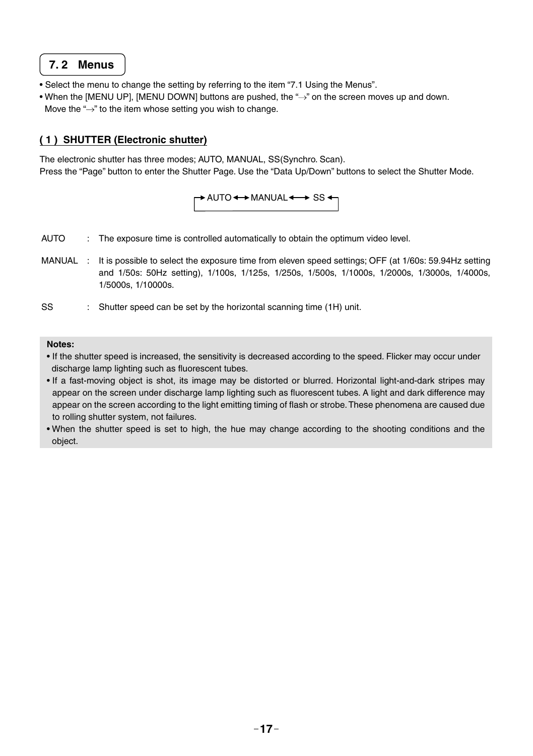## 7. 2 Menus

- Select the menu to change the setting by referring to the item "7.1 Using the Menus".
- When the [MENU UP], [MENU DOWN] buttons are pushed, the "→" on the screen moves up and down. Move the "→" to the item whose setting you wish to change.

### ( 1 ) SHUTTER (Electronic shutter)

The electronic shutter has three modes; AUTO, MANUAL, SS(Synchro. Scan).
Press the "Page" button to enter the Shutter Page. Use the "Data Up/Down" buttons to select the Shutter Mode.

→ AUTO ↔ MANUAL ↔ SS ←

AUTO : The exposure time is controlled automatically to obtain the optimum video level.

MANUAL : It is possible to select the exposure time from eleven speed settings; OFF (at 1/60s: 59.94Hz setting and 1/50s: 50Hz setting), 1/100s, 1/125s, 1/250s, 1/500s, 1/1000s, 1/2000s, 1/3000s, 1/4000s, 1/5000s, 1/10000s.

SS : Shutter speed can be set by the horizontal scanning time (1H) unit.

**Notes:**

- If the shutter speed is increased, the sensitivity is decreased according to the speed. Flicker may occur under discharge lamp lighting such as fluorescent tubes.
- If a fast-moving object is shot, its image may be distorted or blurred. Horizontal light-and-dark stripes may appear on the screen under discharge lamp lighting such as fluorescent tubes. A light and dark difference may appear on the screen according to the light emitting timing of flash or strobe. These phenomena are caused due to rolling shutter system, not failures.
- When the shutter speed is set to high, the hue may change according to the shooting conditions and the object.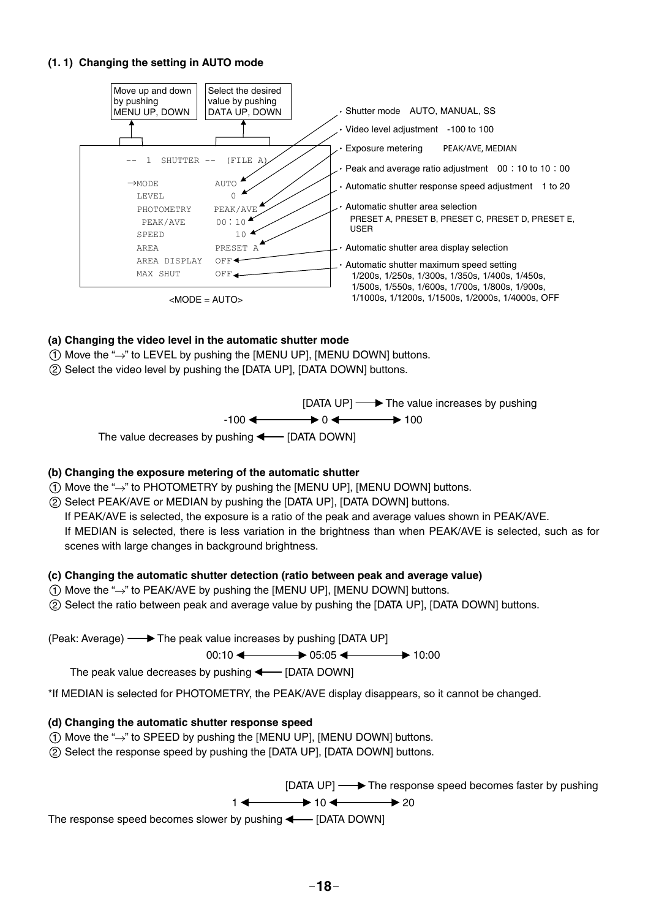### (1. 1) Changing the setting in AUTO mode

Move up and down by pushing MENU UP, DOWN

Select the desired value by pushing DATA UP, DOWN

```
--  1  SHUTTER --  (FILE A)

→MODE           AUTO
 LEVEL             0
 PHOTOMETRY     PEAK/AVE
  PEAK/AVE      00：10
 SPEED             10
 AREA           PRESET A
 AREA DISPLAY   OFF
 MAX SHUT       OFF
```

<MODE = AUTO>

- Shutter mode  AUTO, MANUAL, SS
- Video level adjustment  -100 to 100
- Exposure metering  PEAK/AVE, MEDIAN
- Peak and average ratio adjustment  00：10 to 10：00
- Automatic shutter response speed adjustment  1 to 20
- Automatic shutter area selection
  PRESET A, PRESET B, PRESET C, PRESET D, PRESET E, USER
- Automatic shutter area display selection
- Automatic shutter maximum speed setting
  1/200s, 1/250s, 1/300s, 1/350s, 1/400s, 1/450s, 1/500s, 1/550s, 1/600s, 1/700s, 1/800s, 1/900s, 1/1000s, 1/1200s, 1/1500s, 1/2000s, 1/4000s, OFF

**(a) Changing the video level in the automatic shutter mode**

① Move the "→" to LEVEL by pushing the [MENU UP], [MENU DOWN] buttons.
② Select the video level by pushing the [DATA UP], [DATA DOWN] buttons.

[DATA UP] → The value increases by pushing

-100 ←→ 0 ←→ 100

The value decreases by pushing ← [DATA DOWN]

**(b) Changing the exposure metering of the automatic shutter**

① Move the "→" to PHOTOMETRY by pushing the [MENU UP], [MENU DOWN] buttons.
② Select PEAK/AVE or MEDIAN by pushing the [DATA UP], [DATA DOWN] buttons.
If PEAK/AVE is selected, the exposure is a ratio of the peak and average values shown in PEAK/AVE.
If MEDIAN is selected, there is less variation in the brightness than when PEAK/AVE is selected, such as for scenes with large changes in background brightness.

**(c) Changing the automatic shutter detection (ratio between peak and average value)**

① Move the "→" to PEAK/AVE by pushing the [MENU UP], [MENU DOWN] buttons.
② Select the ratio between peak and average value by pushing the [DATA UP], [DATA DOWN] buttons.

(Peak: Average) → The peak value increases by pushing [DATA UP]

00:10 ←→ 05:05 ←→ 10:00

The peak value decreases by pushing ← [DATA DOWN]

*If MEDIAN is selected for PHOTOMETRY, the PEAK/AVE display disappears, so it cannot be changed.

**(d) Changing the automatic shutter response speed**

① Move the "→" to SPEED by pushing the [MENU UP], [MENU DOWN] buttons.
② Select the response speed by pushing the [DATA UP], [DATA DOWN] buttons.

[DATA UP] → The response speed becomes faster by pushing

1 ←→ 10 ←→ 20

The response speed becomes slower by pushing ← [DATA DOWN]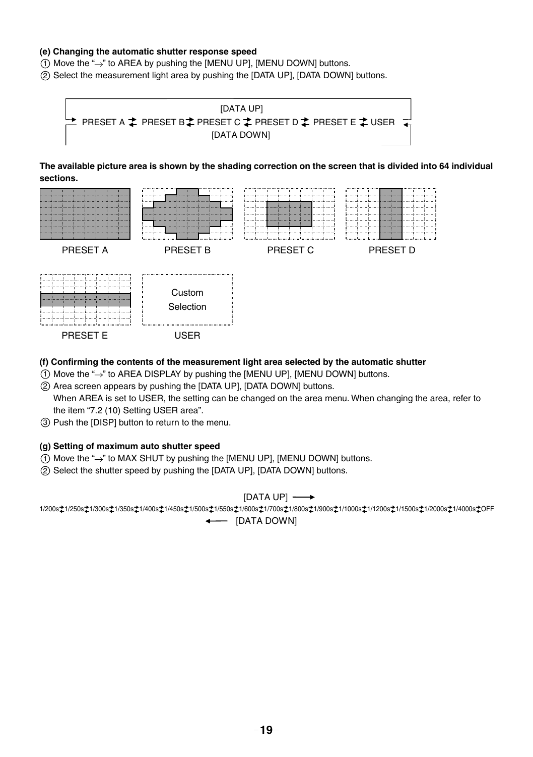**(e) Changing the automatic shutter response speed**

① Move the "→" to AREA by pushing the [MENU UP], [MENU DOWN] buttons.

② Select the measurement light area by pushing the [DATA UP], [DATA DOWN] buttons.

[DATA UP]

PRESET A ⇄ PRESET B ⇄ PRESET C ⇄ PRESET D ⇄ PRESET E ⇄ USER

[DATA DOWN]

**The available picture area is shown by the shading correction on the screen that is divided into 64 individual sections.**

PRESET A PRESET B PRESET C PRESET D

Custom Selection

PRESET E USER

**(f) Confirming the contents of the measurement light area selected by the automatic shutter**

① Move the "→" to AREA DISPLAY by pushing the [MENU UP], [MENU DOWN] buttons.

② Area screen appears by pushing the [DATA UP], [DATA DOWN] buttons.
When AREA is set to USER, the setting can be changed on the area menu. When changing the area, refer to the item "7.2 (10) Setting USER area".

③ Push the [DISP] button to return to the menu.

**(g) Setting of maximum auto shutter speed**

① Move the "→" to MAX SHUT by pushing the [MENU UP], [MENU DOWN] buttons.

② Select the shutter speed by pushing the [DATA UP], [DATA DOWN] buttons.

[DATA UP] ⟶

1/200s ⇄ 1/250s ⇄ 1/300s ⇄ 1/350s ⇄ 1/400s ⇄ 1/450s ⇄ 1/500s ⇄ 1/550s ⇄ 1/600s ⇄ 1/700s ⇄ 1/800s ⇄ 1/900s ⇄ 1/1000s ⇄ 1/1200s ⇄ 1/1500s ⇄ 1/2000s ⇄ 1/4000s ⇄ OFF

⟵ [DATA DOWN]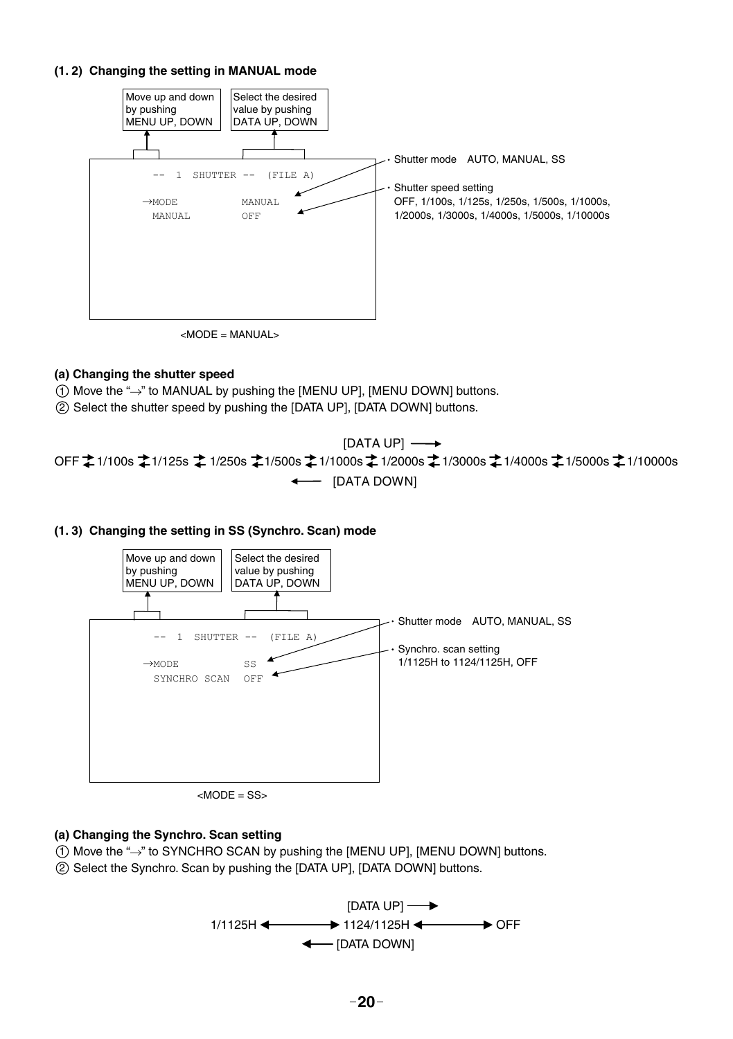### (1. 2) Changing the setting in MANUAL mode

Move up and down by pushing MENU UP, DOWN

Select the desired value by pushing DATA UP, DOWN

```
    --  1  SHUTTER --  (FILE A)

  →MODE            MANUAL
   MANUAL          OFF
```

- Shutter mode AUTO, MANUAL, SS
- Shutter speed setting
  OFF, 1/100s, 1/125s, 1/250s, 1/500s, 1/1000s, 1/2000s, 1/3000s, 1/4000s, 1/5000s, 1/10000s

<MODE = MANUAL>

**(a) Changing the shutter speed**

① Move the "→" to MANUAL by pushing the [MENU UP], [MENU DOWN] buttons.
② Select the shutter speed by pushing the [DATA UP], [DATA DOWN] buttons.

[DATA UP] ⟶

OFF ⇄ 1/100s ⇄ 1/125s ⇄ 1/250s ⇄ 1/500s ⇄ 1/1000s ⇄ 1/2000s ⇄ 1/3000s ⇄ 1/4000s ⇄ 1/5000s ⇄ 1/10000s

⟵ [DATA DOWN]

### (1. 3) Changing the setting in SS (Synchro. Scan) mode

Move up and down by pushing MENU UP, DOWN

Select the desired value by pushing DATA UP, DOWN

```
    --  1  SHUTTER --  (FILE A)

  →MODE            SS
   SYNCHRO SCAN    OFF
```

- Shutter mode AUTO, MANUAL, SS
- Synchro. scan setting
  1/1125H to 1124/1125H, OFF

<MODE = SS>

**(a) Changing the Synchro. Scan setting**

① Move the "→" to SYNCHRO SCAN by pushing the [MENU UP], [MENU DOWN] buttons.
② Select the Synchro. Scan by pushing the [DATA UP], [DATA DOWN] buttons.

[DATA UP] ⟶

1/1125H ⟷ 1124/1125H ⟷ OFF

⟵ [DATA DOWN]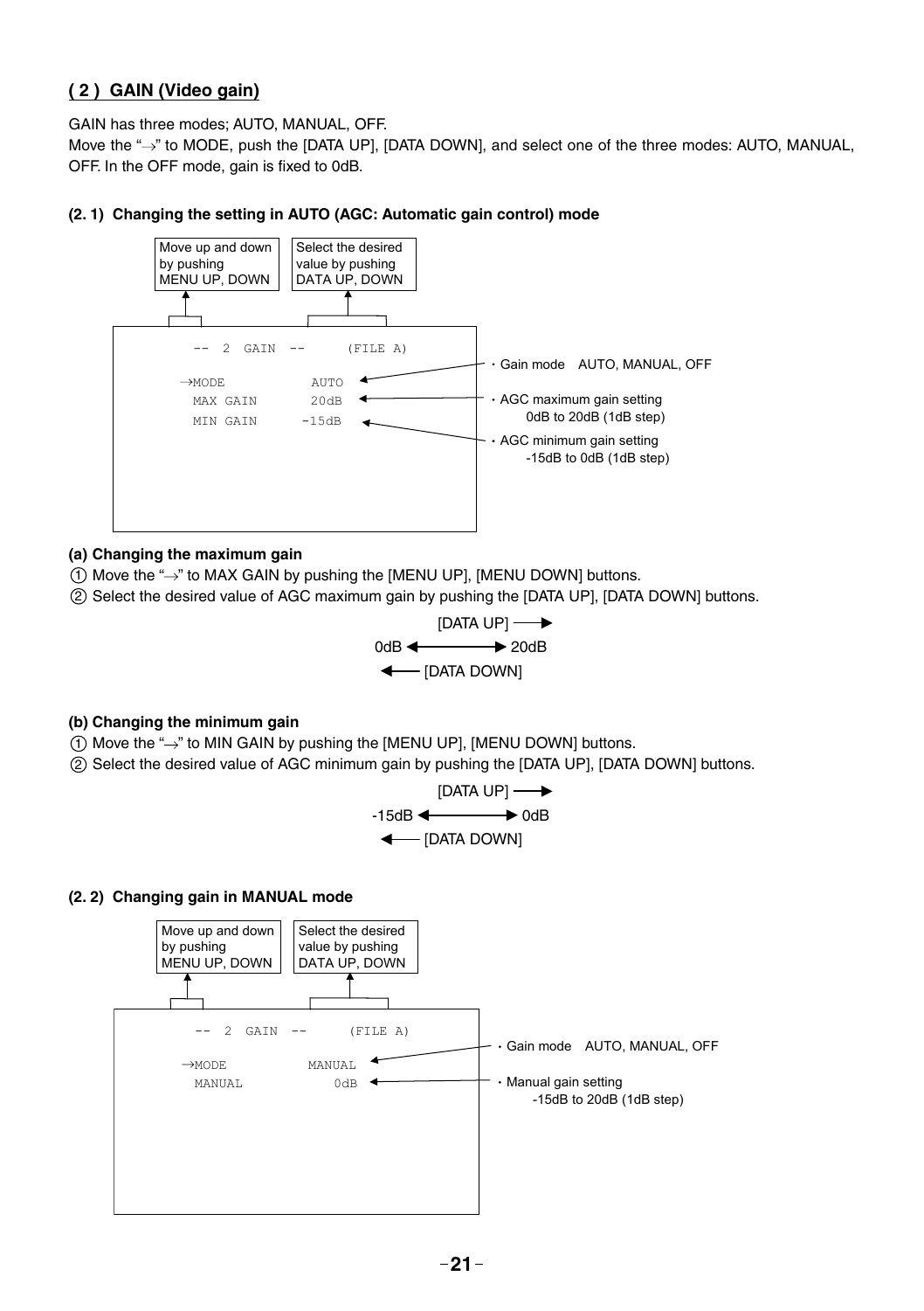## ( 2 ) GAIN (Video gain)

GAIN has three modes; AUTO, MANUAL, OFF.
Move the "→" to MODE, push the [DATA UP], [DATA DOWN], and select one of the three modes: AUTO, MANUAL, OFF. In the OFF mode, gain is fixed to 0dB.

### (2. 1) Changing the setting in AUTO (AGC: Automatic gain control) mode

Move up and down by pushing MENU UP, DOWN

Select the desired value by pushing DATA UP, DOWN

```
  --  2  GAIN  --      (FILE A)

→MODE            AUTO
  MAX GAIN       20dB
  MIN GAIN      -15dB
```

- Gain mode AUTO, MANUAL, OFF
- AGC maximum gain setting 0dB to 20dB (1dB step)
- AGC minimum gain setting -15dB to 0dB (1dB step)

**(a) Changing the maximum gain**

① Move the "→" to MAX GAIN by pushing the [MENU UP], [MENU DOWN] buttons.
② Select the desired value of AGC maximum gain by pushing the [DATA UP], [DATA DOWN] buttons.

[DATA UP] →
0dB ↔ 20dB
← [DATA DOWN]

**(b) Changing the minimum gain**

① Move the "→" to MIN GAIN by pushing the [MENU UP], [MENU DOWN] buttons.
② Select the desired value of AGC minimum gain by pushing the [DATA UP], [DATA DOWN] buttons.

[DATA UP] →
-15dB ↔ 0dB
← [DATA DOWN]

### (2. 2) Changing gain in MANUAL mode

Move up and down by pushing MENU UP, DOWN

Select the desired value by pushing DATA UP, DOWN

```
  --  2  GAIN  --      (FILE A)

→MODE           MANUAL
  MANUAL            0dB
```

- Gain mode AUTO, MANUAL, OFF
- Manual gain setting -15dB to 20dB (1dB step)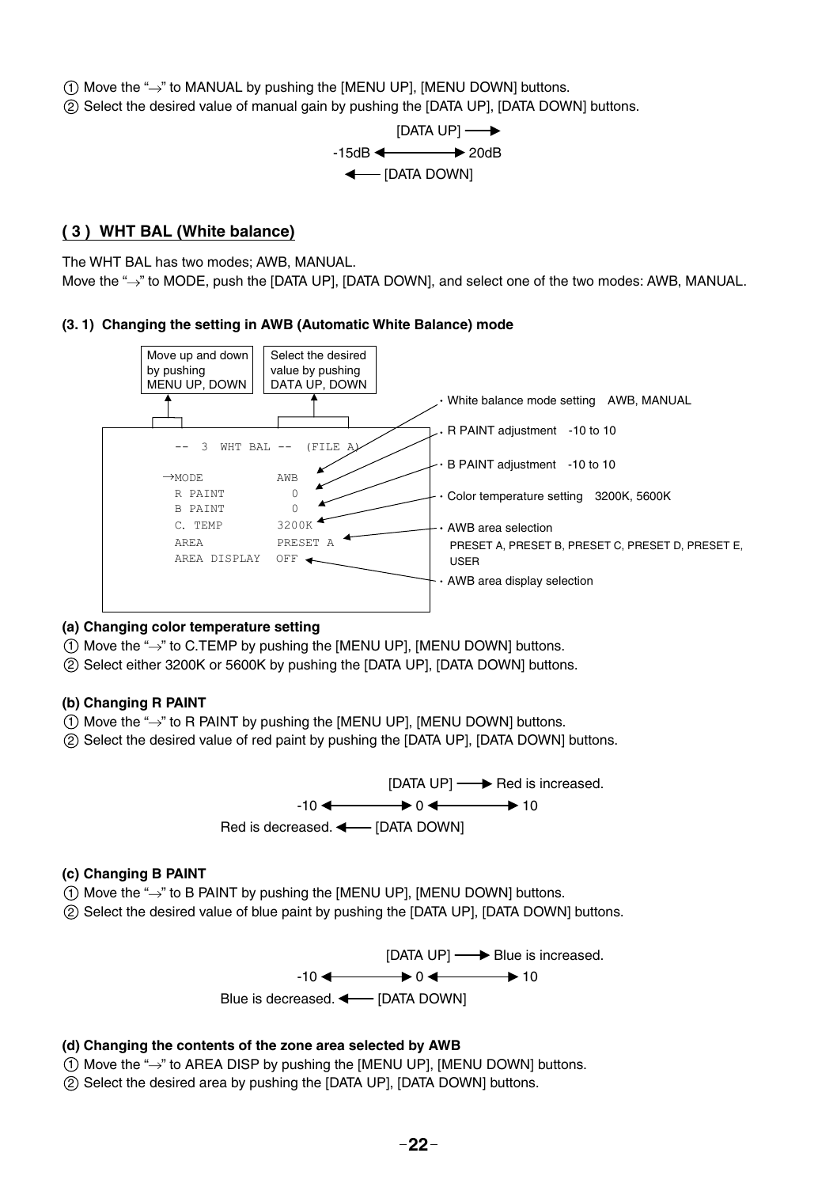① Move the "→" to MANUAL by pushing the [MENU UP], [MENU DOWN] buttons.
② Select the desired value of manual gain by pushing the [DATA UP], [DATA DOWN] buttons.

```
              [DATA UP] ──→
        -15dB ←────────→ 20dB
              ←── [DATA DOWN]
```

## ( 3 ) WHT BAL (White balance)

The WHT BAL has two modes; AWB, MANUAL.
Move the "→" to MODE, push the [DATA UP], [DATA DOWN], and select one of the two modes: AWB, MANUAL.

### (3. 1) Changing the setting in AWB (Automatic White Balance) mode

Move up and down by pushing MENU UP, DOWN | Select the desired value by pushing DATA UP, DOWN

```
  --  3  WHT BAL --  (FILE A)

→MODE            AWB
  R PAINT          0
  B PAINT          0
  C. TEMP        3200K
  AREA           PRESET A
  AREA DISPLAY   OFF
```

- White balance mode setting  AWB, MANUAL
- R PAINT adjustment  -10 to 10
- B PAINT adjustment  -10 to 10
- Color temperature setting  3200K, 5600K
- AWB area selection
  PRESET A, PRESET B, PRESET C, PRESET D, PRESET E, USER
- AWB area display selection

**(a) Changing color temperature setting**

① Move the "→" to C.TEMP by pushing the [MENU UP], [MENU DOWN] buttons.
② Select either 3200K or 5600K by pushing the [DATA UP], [DATA DOWN] buttons.

**(b) Changing R PAINT**

① Move the "→" to R PAINT by pushing the [MENU UP], [MENU DOWN] buttons.
② Select the desired value of red paint by pushing the [DATA UP], [DATA DOWN] buttons.

```
                         [DATA UP] ──→ Red is increased.
                -10 ←────────→ 0 ←────────→ 10
Red is decreased. ←── [DATA DOWN]
```

**(c) Changing B PAINT**

① Move the "→" to B PAINT by pushing the [MENU UP], [MENU DOWN] buttons.
② Select the desired value of blue paint by pushing the [DATA UP], [DATA DOWN] buttons.

```
                          [DATA UP] ──→ Blue is increased.
                 -10 ←────────→ 0 ←────────→ 10
Blue is decreased. ←── [DATA DOWN]
```

**(d) Changing the contents of the zone area selected by AWB**

① Move the "→" to AREA DISP by pushing the [MENU UP], [MENU DOWN] buttons.
② Select the desired area by pushing the [DATA UP], [DATA DOWN] buttons.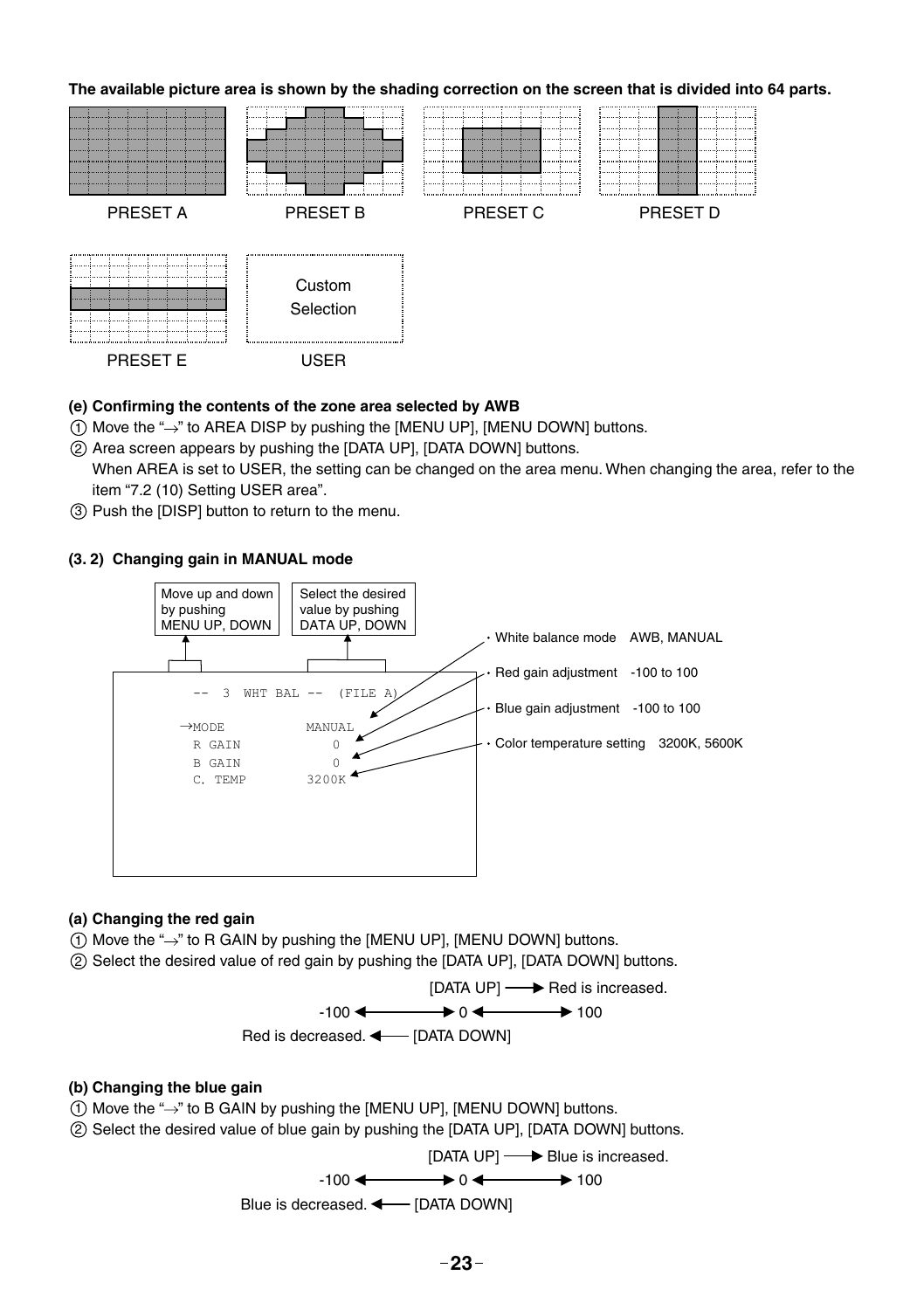**The available picture area is shown by the shading correction on the screen that is divided into 64 parts.**

PRESET A PRESET B PRESET C PRESET D

Custom Selection

PRESET E USER

**(e) Confirming the contents of the zone area selected by AWB**

① Move the "→" to AREA DISP by pushing the [MENU UP], [MENU DOWN] buttons.

② Area screen appears by pushing the [DATA UP], [DATA DOWN] buttons.
When AREA is set to USER, the setting can be changed on the area menu. When changing the area, refer to the item "7.2 (10) Setting USER area".

③ Push the [DISP] button to return to the menu.

**(3. 2) Changing gain in MANUAL mode**

Move up and down by pushing MENU UP, DOWN

Select the desired value by pushing DATA UP, DOWN

```
--  3  WHT BAL --  (FILE A)

→MODE            MANUAL
  R GAIN              0
  B GAIN              0
  C. TEMP         3200K
```

- White balance mode AWB, MANUAL
- Red gain adjustment -100 to 100
- Blue gain adjustment -100 to 100
- Color temperature setting 3200K, 5600K

**(a) Changing the red gain**

① Move the "→" to R GAIN by pushing the [MENU UP], [MENU DOWN] buttons.

② Select the desired value of red gain by pushing the [DATA UP], [DATA DOWN] buttons.

[DATA UP] ⟶ Red is increased.

-100 ⟷ 0 ⟷ 100

Red is decreased. ⟵ [DATA DOWN]

**(b) Changing the blue gain**

① Move the "→" to B GAIN by pushing the [MENU UP], [MENU DOWN] buttons.

② Select the desired value of blue gain by pushing the [DATA UP], [DATA DOWN] buttons.

[DATA UP] ⟶ Blue is increased.

-100 ⟷ 0 ⟷ 100

Blue is decreased. ⟵ [DATA DOWN]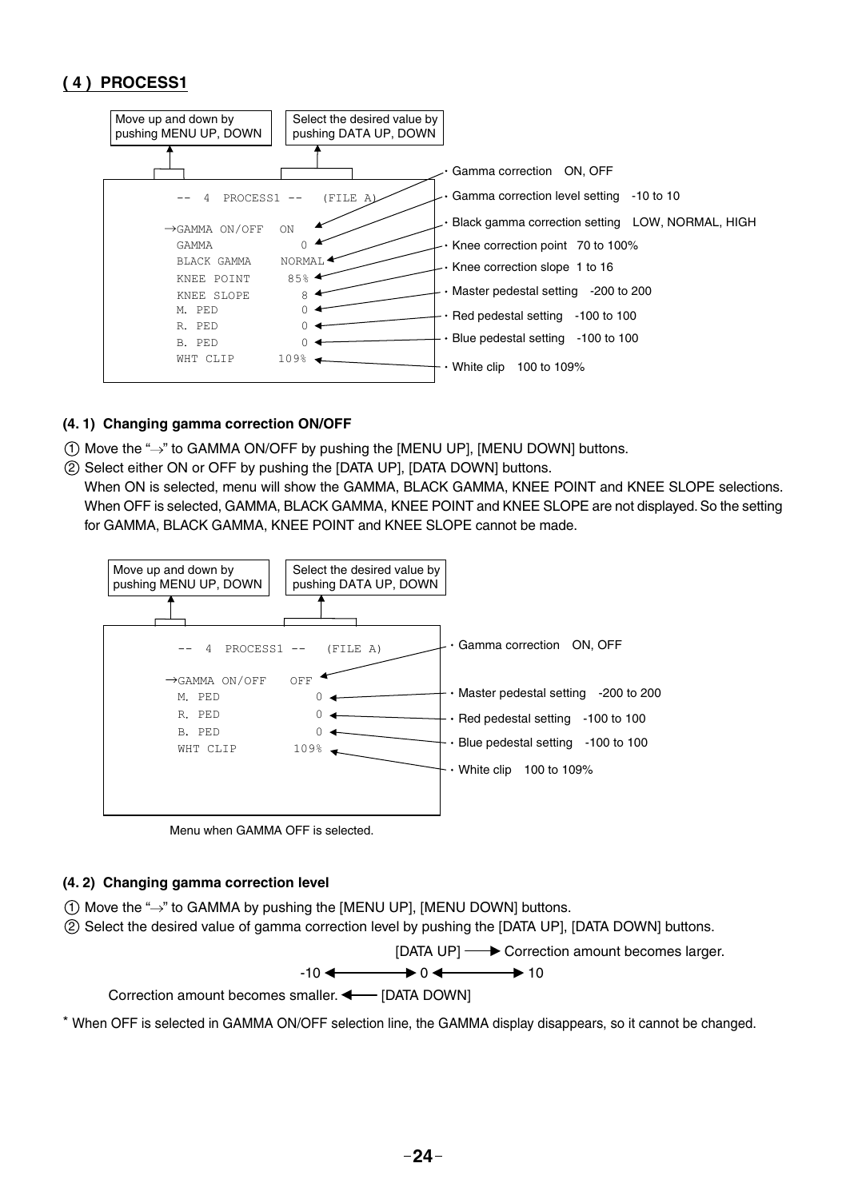## ( 4 ) PROCESS1

Move up and down by pushing MENU UP, DOWN

Select the desired value by pushing DATA UP, DOWN

```
   --  4  PROCESS1 --   (FILE A)

 →GAMMA ON/OFF   ON
  GAMMA              0
  BLACK GAMMA    NORMAL
  KNEE POINT       85%
  KNEE SLOPE         8
  M. PED             0
  R. PED             0
  B. PED             0
  WHT CLIP        109%
```

- Gamma correction　ON, OFF
- Gamma correction level setting　-10 to 10
- Black gamma correction setting　LOW, NORMAL, HIGH
- Knee correction point　70 to 100%
- Knee correction slope　1 to 16
- Master pedestal setting　-200 to 200
- Red pedestal setting　-100 to 100
- Blue pedestal setting　-100 to 100
- White clip　100 to 109%

### (4. 1) Changing gamma correction ON/OFF

① Move the "→" to GAMMA ON/OFF by pushing the [MENU UP], [MENU DOWN] buttons.

② Select either ON or OFF by pushing the [DATA UP], [DATA DOWN] buttons.
When ON is selected, menu will show the GAMMA, BLACK GAMMA, KNEE POINT and KNEE SLOPE selections. When OFF is selected, GAMMA, BLACK GAMMA, KNEE POINT and KNEE SLOPE are not displayed. So the setting for GAMMA, BLACK GAMMA, KNEE POINT and KNEE SLOPE cannot be made.

Move up and down by pushing MENU UP, DOWN

Select the desired value by pushing DATA UP, DOWN

```
   --  4  PROCESS1 --   (FILE A)

 →GAMMA ON/OFF   OFF
  M. PED           0
  R. PED           0
  B. PED           0
  WHT CLIP      109%
```

- Gamma correction　ON, OFF
- Master pedestal setting　-200 to 200
- Red pedestal setting　-100 to 100
- Blue pedestal setting　-100 to 100
- White clip　100 to 109%

Menu when GAMMA OFF is selected.

### (4. 2) Changing gamma correction level

① Move the "→" to GAMMA by pushing the [MENU UP], [MENU DOWN] buttons.

② Select the desired value of gamma correction level by pushing the [DATA UP], [DATA DOWN] buttons.

[DATA UP] ——▶ Correction amount becomes larger.

-10 ◀——▶ 0 ◀——▶ 10

Correction amount becomes smaller. ◀—— [DATA DOWN]

* When OFF is selected in GAMMA ON/OFF selection line, the GAMMA display disappears, so it cannot be changed.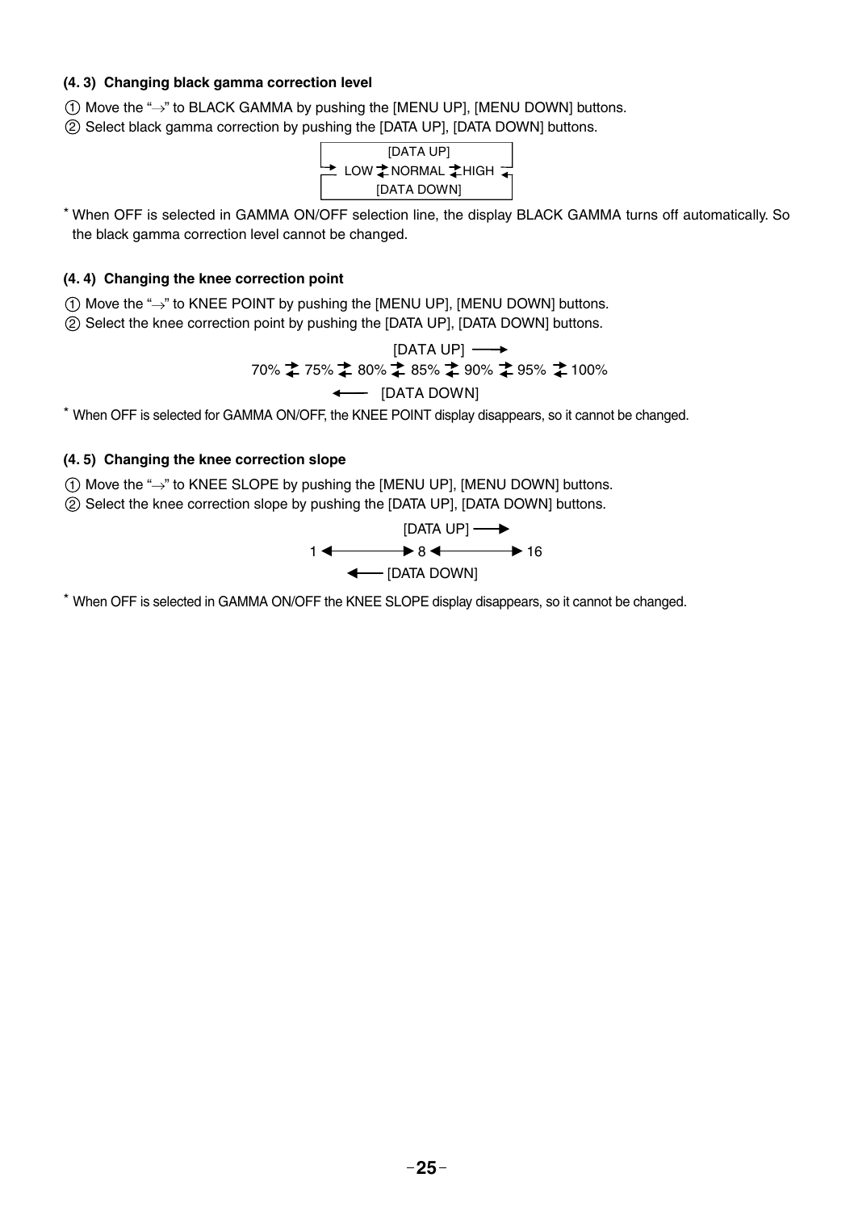#### (4. 3) Changing black gamma correction level

① Move the "→" to BLACK GAMMA by pushing the [MENU UP], [MENU DOWN] buttons.
② Select black gamma correction by pushing the [DATA UP], [DATA DOWN] buttons.

```
        [DATA UP]
→ LOW ⇄ NORMAL ⇄ HIGH ←
       [DATA DOWN]
```

* When OFF is selected in GAMMA ON/OFF selection line, the display BLACK GAMMA turns off automatically. So the black gamma correction level cannot be changed.

#### (4. 4) Changing the knee correction point

① Move the "→" to KNEE POINT by pushing the [MENU UP], [MENU DOWN] buttons.
② Select the knee correction point by pushing the [DATA UP], [DATA DOWN] buttons.

```
              [DATA UP] ⟶
70% ⇄ 75% ⇄ 80% ⇄ 85% ⇄ 90% ⇄ 95% ⇄ 100%
         ⟵ [DATA DOWN]
```

* When OFF is selected for GAMMA ON/OFF, the KNEE POINT display disappears, so it cannot be changed.

#### (4. 5) Changing the knee correction slope

① Move the "→" to KNEE SLOPE by pushing the [MENU UP], [MENU DOWN] buttons.
② Select the knee correction slope by pushing the [DATA UP], [DATA DOWN] buttons.

```
        [DATA UP] ⟶
1 ⟷ 8 ⟷ 16
    ⟵ [DATA DOWN]
```

* When OFF is selected in GAMMA ON/OFF the KNEE SLOPE display disappears, so it cannot be changed.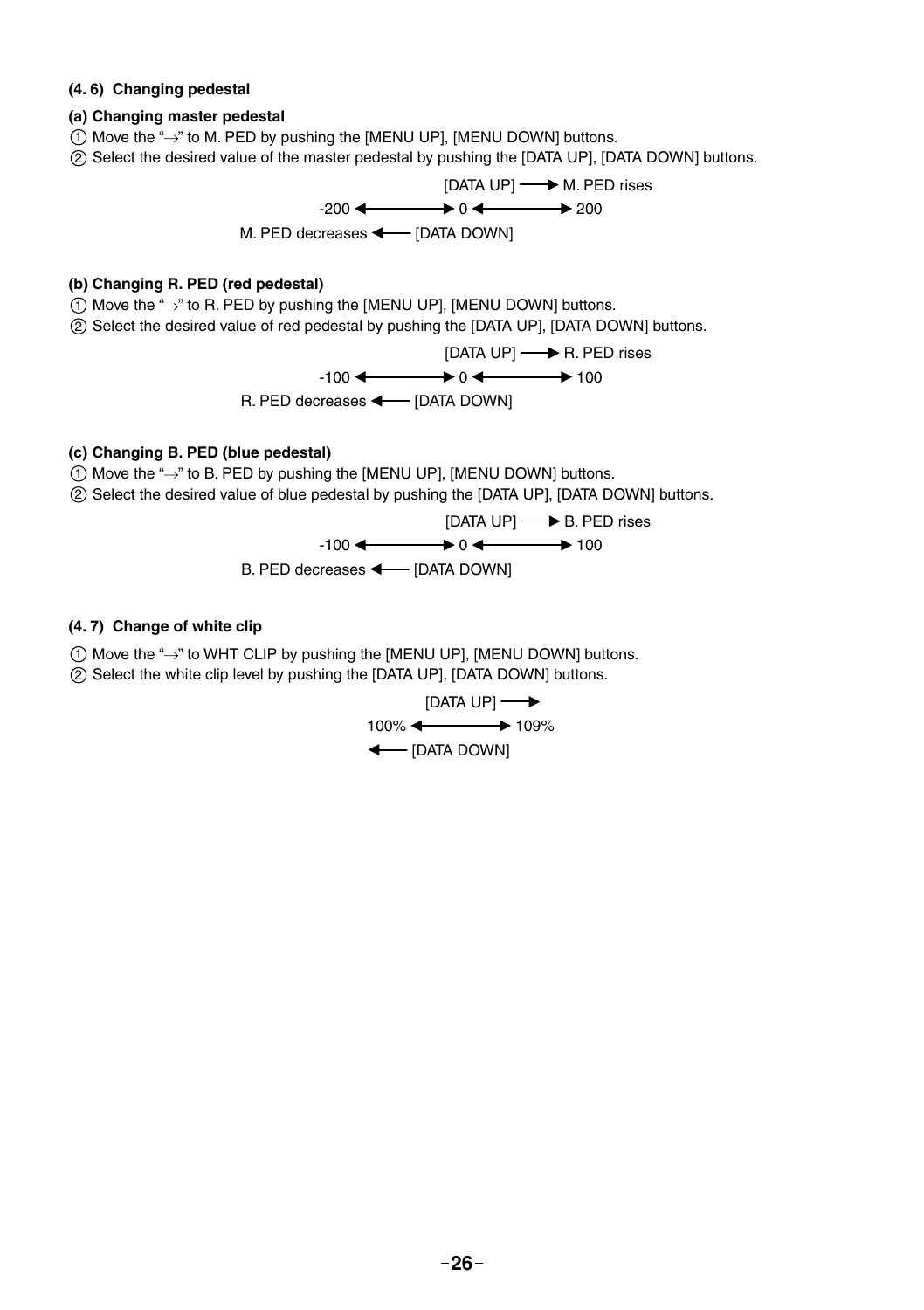#### (4. 6) Changing pedestal

**(a) Changing master pedestal**

① Move the "→" to M. PED by pushing the [MENU UP], [MENU DOWN] buttons.
② Select the desired value of the master pedestal by pushing the [DATA UP], [DATA DOWN] buttons.

```
                    [DATA UP] ——→ M. PED rises
          -200 ←————→ 0 ←————→ 200
M. PED decreases ←—— [DATA DOWN]
```

**(b) Changing R. PED (red pedestal)**

① Move the "→" to R. PED by pushing the [MENU UP], [MENU DOWN] buttons.
② Select the desired value of red pedestal by pushing the [DATA UP], [DATA DOWN] buttons.

```
                    [DATA UP] ——→ R. PED rises
          -100 ←————→ 0 ←————→ 100
R. PED decreases ←—— [DATA DOWN]
```

**(c) Changing B. PED (blue pedestal)**

① Move the "→" to B. PED by pushing the [MENU UP], [MENU DOWN] buttons.
② Select the desired value of blue pedestal by pushing the [DATA UP], [DATA DOWN] buttons.

```
                    [DATA UP] ——→ B. PED rises
          -100 ←————→ 0 ←————→ 100
B. PED decreases ←—— [DATA DOWN]
```

#### (4. 7) Change of white clip

① Move the "→" to WHT CLIP by pushing the [MENU UP], [MENU DOWN] buttons.
② Select the white clip level by pushing the [DATA UP], [DATA DOWN] buttons.

```
       [DATA UP] ——→
100% ←————→ 109%
    ←—— [DATA DOWN]
```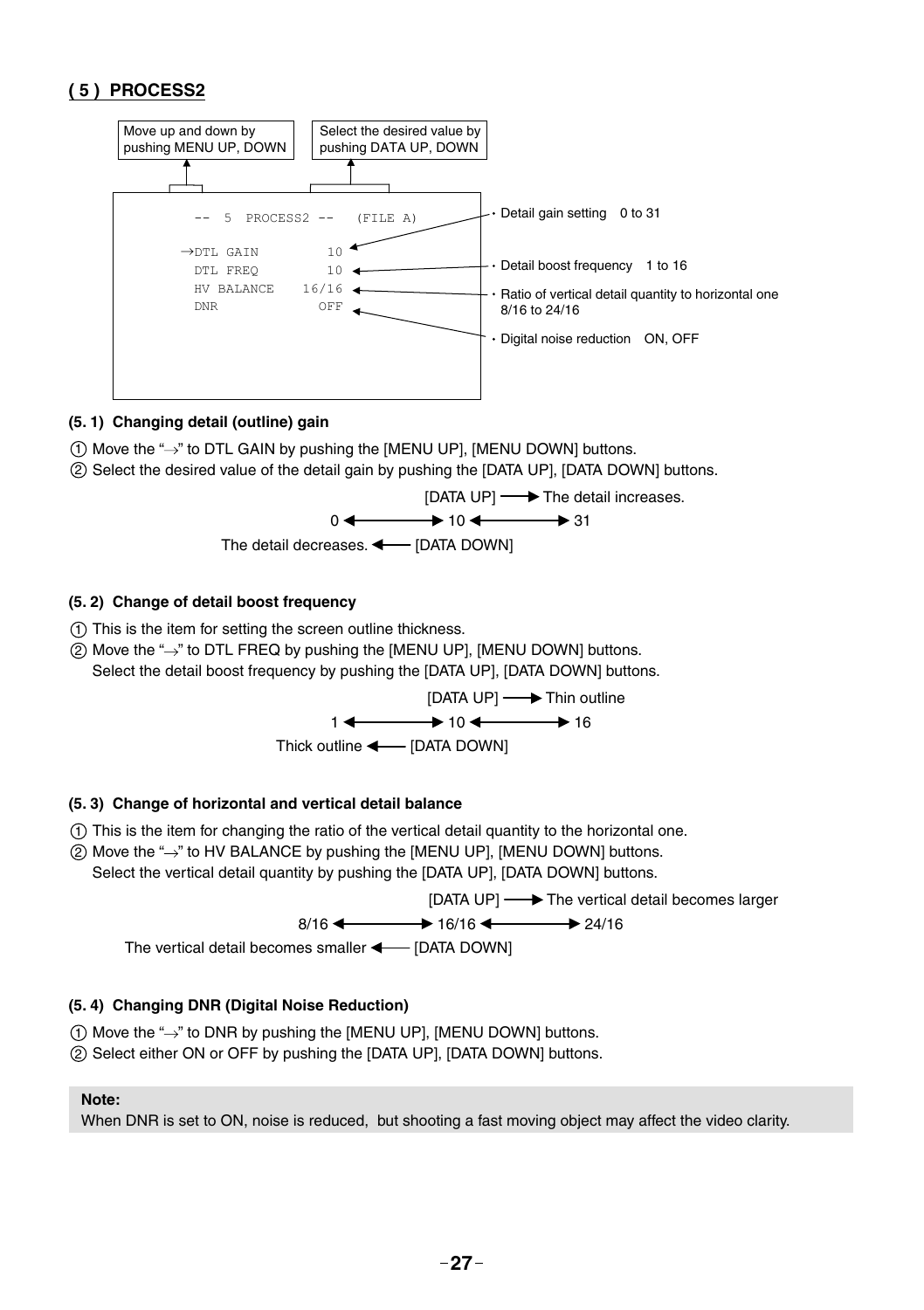## ( 5 ) PROCESS2

Move up and down by pushing MENU UP, DOWN

Select the desired value by pushing DATA UP, DOWN

```
-- 5 PROCESS2 --   (FILE A)

→DTL GAIN        10
 DTL FREQ        10
 HV BALANCE   16/16
 DNR            OFF
```

- Detail gain setting  0 to 31
- Detail boost frequency  1 to 16
- Ratio of vertical detail quantity to horizontal one 8/16 to 24/16
- Digital noise reduction  ON, OFF

#### (5. 1) Changing detail (outline) gain

① Move the "→" to DTL GAIN by pushing the [MENU UP], [MENU DOWN] buttons.

② Select the desired value of the detail gain by pushing the [DATA UP], [DATA DOWN] buttons.

[DATA UP] ⟶ The detail increases.

0 ⟷ 10 ⟷ 31

The detail decreases. ⟵ [DATA DOWN]

#### (5. 2) Change of detail boost frequency

① This is the item for setting the screen outline thickness.

② Move the "→" to DTL FREQ by pushing the [MENU UP], [MENU DOWN] buttons.
Select the detail boost frequency by pushing the [DATA UP], [DATA DOWN] buttons.

[DATA UP] ⟶ Thin outline

1 ⟷ 10 ⟷ 16

Thick outline ⟵ [DATA DOWN]

#### (5. 3) Change of horizontal and vertical detail balance

① This is the item for changing the ratio of the vertical detail quantity to the horizontal one.

② Move the "→" to HV BALANCE by pushing the [MENU UP], [MENU DOWN] buttons.
Select the vertical detail quantity by pushing the [DATA UP], [DATA DOWN] buttons.

[DATA UP] ⟶ The vertical detail becomes larger

8/16 ⟷ 16/16 ⟷ 24/16

The vertical detail becomes smaller ⟵ [DATA DOWN]

#### (5. 4) Changing DNR (Digital Noise Reduction)

① Move the "→" to DNR by pushing the [MENU UP], [MENU DOWN] buttons.

② Select either ON or OFF by pushing the [DATA UP], [DATA DOWN] buttons.

**Note:**
When DNR is set to ON, noise is reduced, but shooting a fast moving object may affect the video clarity.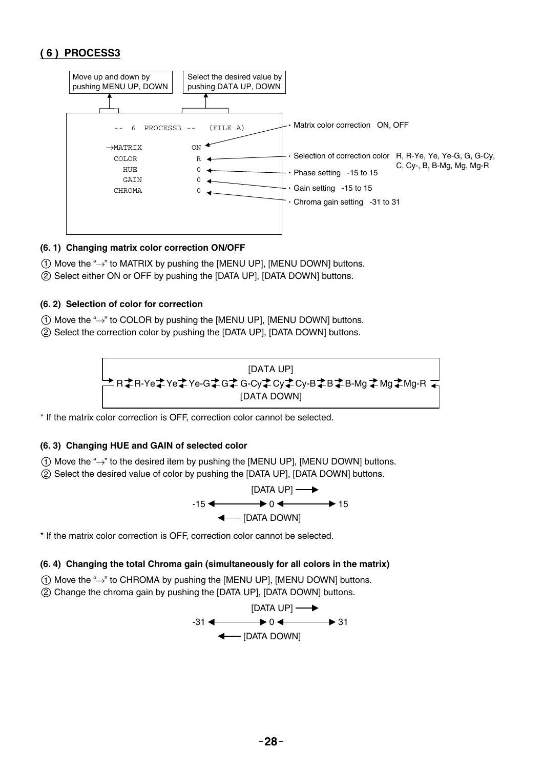## ( 6 ) PROCESS3

Move up and down by pushing MENU UP, DOWN

Select the desired value by pushing DATA UP, DOWN

```
--  6  PROCESS3 --   (FILE A)

→MATRIX          ON
 COLOR            R
   HUE            0
   GAIN           0
 CHROMA           0
```

- Matrix color correction ON, OFF
- Selection of correction color R, R-Ye, Ye, Ye-G, G, G-Cy, C, Cy-, B, B-Mg, Mg, Mg-R
- Phase setting -15 to 15
- Gain setting -15 to 15
- Chroma gain setting -31 to 31

**(6. 1) Changing matrix color correction ON/OFF**

① Move the "→" to MATRIX by pushing the [MENU UP], [MENU DOWN] buttons.
② Select either ON or OFF by pushing the [DATA UP], [DATA DOWN] buttons.

**(6. 2) Selection of color for correction**

① Move the "→" to COLOR by pushing the [MENU UP], [MENU DOWN] buttons.
② Select the correction color by pushing the [DATA UP], [DATA DOWN] buttons.

[DATA UP]
R ⇄ R-Ye ⇄ Ye ⇄ Ye-G ⇄ G ⇄ G-Cy ⇄ Cy ⇄ Cy-B ⇄ B ⇄ B-Mg ⇄ Mg ⇄ Mg-R
[DATA DOWN]

* If the matrix color correction is OFF, correction color cannot be selected.

**(6. 3) Changing HUE and GAIN of selected color**

① Move the "→" to the desired item by pushing the [MENU UP], [MENU DOWN] buttons.
② Select the desired value of color by pushing the [DATA UP], [DATA DOWN] buttons.

[DATA UP] →
-15 ←→ 0 ←→ 15
← [DATA DOWN]

* If the matrix color correction is OFF, correction color cannot be selected.

**(6. 4) Changing the total Chroma gain (simultaneously for all colors in the matrix)**

① Move the "→" to CHROMA by pushing the [MENU UP], [MENU DOWN] buttons.
② Change the chroma gain by pushing the [DATA UP], [DATA DOWN] buttons.

[DATA UP] →
-31 ←→ 0 ←→ 31
← [DATA DOWN]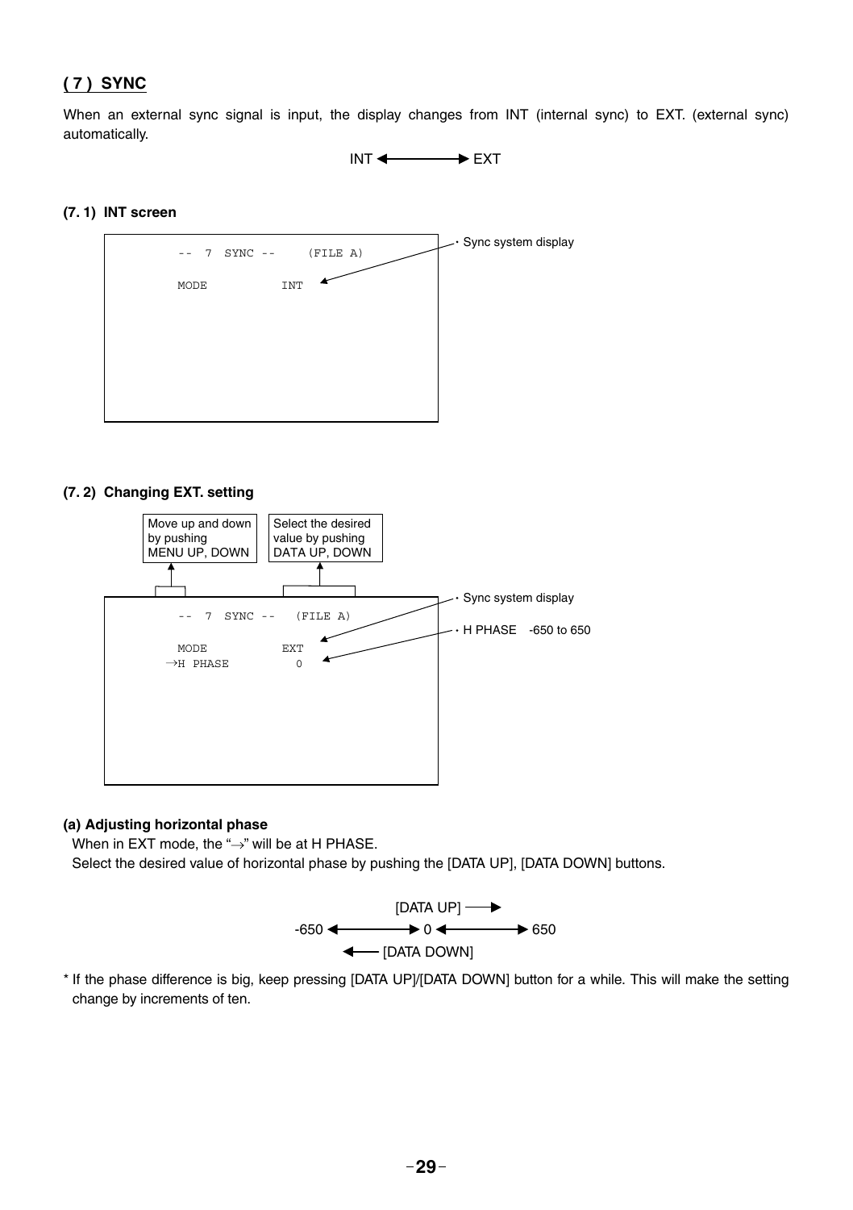## ( 7 ) SYNC

When an external sync signal is input, the display changes from INT (internal sync) to EXT. (external sync) automatically.

INT ←——→ EXT

### (7. 1) INT screen

```
      --  7  SYNC --     (FILE A)

      MODE          INT
```

・Sync system display

### (7. 2) Changing EXT. setting

Move up and down by pushing MENU UP, DOWN

Select the desired value by pushing DATA UP, DOWN

```
      --  7  SYNC --   (FILE A)

      MODE           EXT
    →H  PHASE          0
```

・Sync system display

・H PHASE  -650 to 650

**(a) Adjusting horizontal phase**

When in EXT mode, the "→" will be at H PHASE.

Select the desired value of horizontal phase by pushing the [DATA UP], [DATA DOWN] buttons.

[DATA UP] ——→

-650 ←——→ 0 ←——→ 650

←—— [DATA DOWN]

* If the phase difference is big, keep pressing [DATA UP]/[DATA DOWN] button for a while. This will make the setting change by increments of ten.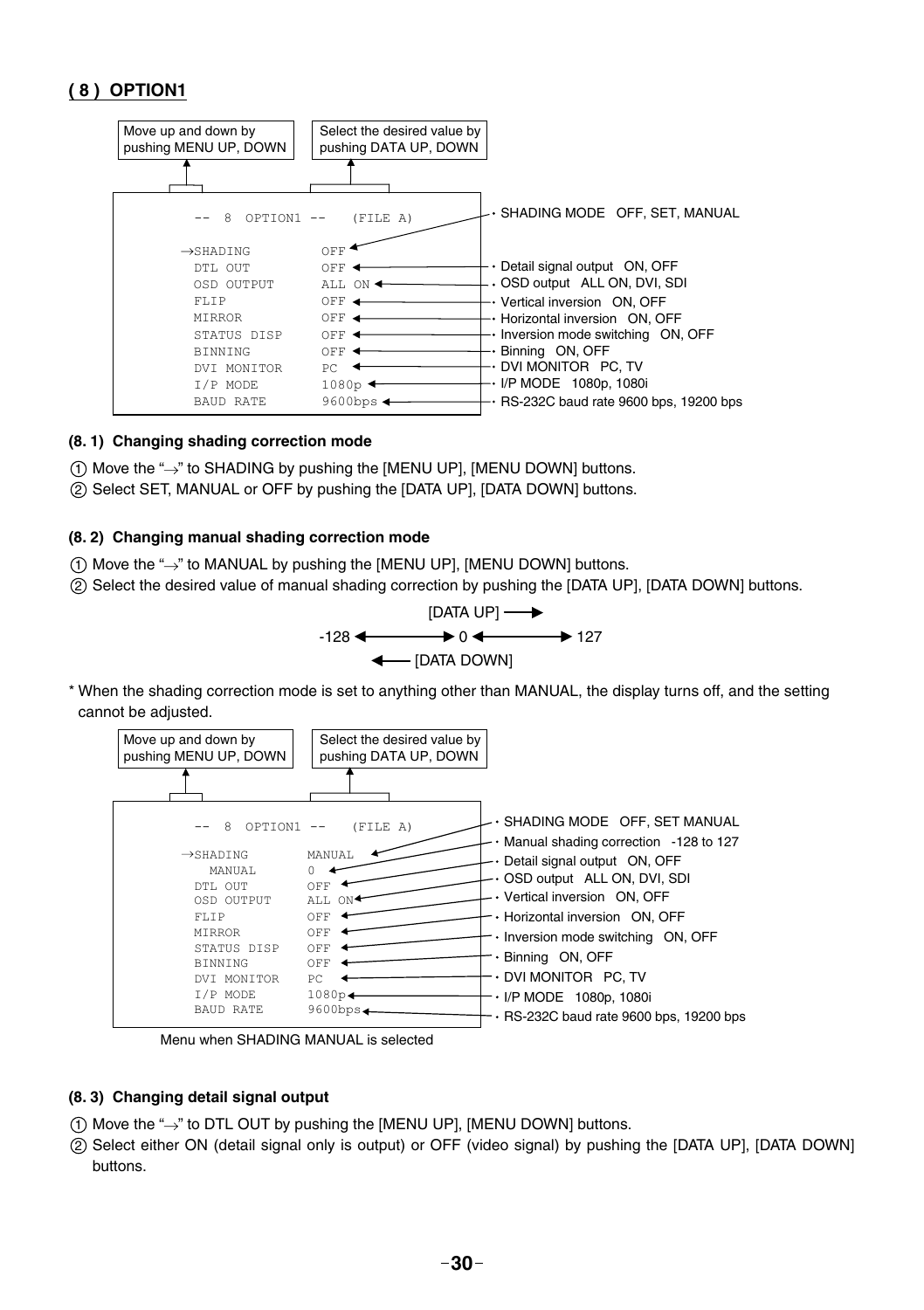## ( 8 ) OPTION1

Move up and down by pushing MENU UP, DOWN

Select the desired value by pushing DATA UP, DOWN

```
 -- 8  OPTION1 --   (FILE A)

→SHADING        OFF
 DTL OUT        OFF
 OSD OUTPUT     ALL ON
 FLIP           OFF
 MIRROR         OFF
 STATUS DISP    OFF
 BINNING        OFF
 DVI MONITOR    PC
 I/P MODE       1080p
 BAUD RATE      9600bps
```

- SHADING MODE OFF, SET, MANUAL
- Detail signal output ON, OFF
- OSD output ALL ON, DVI, SDI
- Vertical inversion ON, OFF
- Horizontal inversion ON, OFF
- Inversion mode switching ON, OFF
- Binning ON, OFF
- DVI MONITOR PC, TV
- I/P MODE 1080p, 1080i
- RS-232C baud rate 9600 bps, 19200 bps

### (8. 1) Changing shading correction mode

① Move the "→" to SHADING by pushing the [MENU UP], [MENU DOWN] buttons.
② Select SET, MANUAL or OFF by pushing the [DATA UP], [DATA DOWN] buttons.

### (8. 2) Changing manual shading correction mode

① Move the "→" to MANUAL by pushing the [MENU UP], [MENU DOWN] buttons.
② Select the desired value of manual shading correction by pushing the [DATA UP], [DATA DOWN] buttons.

```
          [DATA UP] ──→
-128 ←──────→ 0 ←──────→ 127
       ←── [DATA DOWN]
```

\* When the shading correction mode is set to anything other than MANUAL, the display turns off, and the setting cannot be adjusted.

Move up and down by pushing MENU UP, DOWN

Select the desired value by pushing DATA UP, DOWN

```
 -- 8  OPTION1 --   (FILE A)

→SHADING        MANUAL
   MANUAL       0
 DTL OUT        OFF
 OSD OUTPUT     ALL ON
 FLIP           OFF
 MIRROR         OFF
 STATUS DISP    OFF
 BINNING        OFF
 DVI MONITOR    PC
 I/P MODE       1080p
 BAUD RATE      9600bps
```

- SHADING MODE OFF, SET MANUAL
- Manual shading correction -128 to 127
- Detail signal output ON, OFF
- OSD output ALL ON, DVI, SDI
- Vertical inversion ON, OFF
- Horizontal inversion ON, OFF
- Inversion mode switching ON, OFF
- Binning ON, OFF
- DVI MONITOR PC, TV
- I/P MODE 1080p, 1080i
- RS-232C baud rate 9600 bps, 19200 bps

Menu when SHADING MANUAL is selected

### (8. 3) Changing detail signal output

① Move the "→" to DTL OUT by pushing the [MENU UP], [MENU DOWN] buttons.
② Select either ON (detail signal only is output) or OFF (video signal) by pushing the [DATA UP], [DATA DOWN] buttons.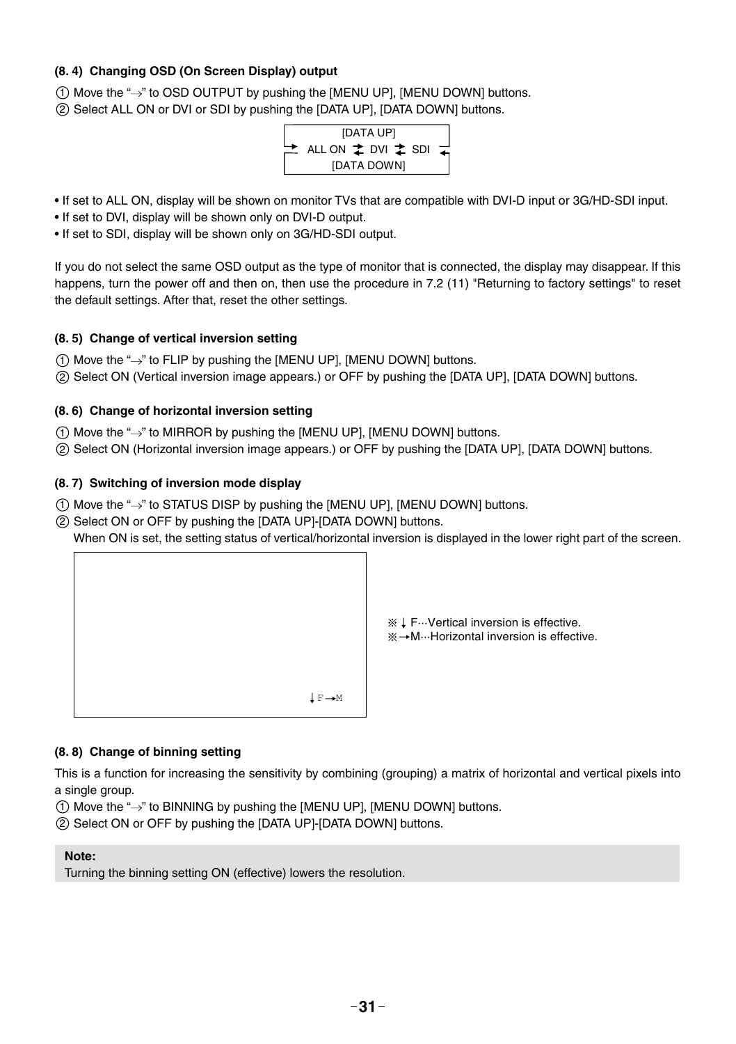### (8. 4) Changing OSD (On Screen Display) output

① Move the "→" to OSD OUTPUT by pushing the [MENU UP], [MENU DOWN] buttons.
② Select ALL ON or DVI or SDI by pushing the [DATA UP], [DATA DOWN] buttons.

```
        [DATA UP]
→ ALL ON ⇄ DVI ⇄ SDI ←
       [DATA DOWN]
```

- If set to ALL ON, display will be shown on monitor TVs that are compatible with DVI-D input or 3G/HD-SDI input.
- If set to DVI, display will be shown only on DVI-D output.
- If set to SDI, display will be shown only on 3G/HD-SDI output.

If you do not select the same OSD output as the type of monitor that is connected, the display may disappear. If this happens, turn the power off and then on, then use the procedure in 7.2 (11) "Returning to factory settings" to reset the default settings. After that, reset the other settings.

### (8. 5) Change of vertical inversion setting

① Move the "→" to FLIP by pushing the [MENU UP], [MENU DOWN] buttons.
② Select ON (Vertical inversion image appears.) or OFF by pushing the [DATA UP], [DATA DOWN] buttons.

### (8. 6) Change of horizontal inversion setting

① Move the "→" to MIRROR by pushing the [MENU UP], [MENU DOWN] buttons.
② Select ON (Horizontal inversion image appears.) or OFF by pushing the [DATA UP], [DATA DOWN] buttons.

### (8. 7) Switching of inversion mode display

① Move the "→" to STATUS DISP by pushing the [MENU UP], [MENU DOWN] buttons.
② Select ON or OFF by pushing the [DATA UP]-[DATA DOWN] buttons.
When ON is set, the setting status of vertical/horizontal inversion is displayed in the lower right part of the screen.

↓F →M

※↓F···Vertical inversion is effective.
※→M···Horizontal inversion is effective.

### (8. 8) Change of binning setting

This is a function for increasing the sensitivity by combining (grouping) a matrix of horizontal and vertical pixels into a single group.

① Move the "→" to BINNING by pushing the [MENU UP], [MENU DOWN] buttons.
② Select ON or OFF by pushing the [DATA UP]-[DATA DOWN] buttons.

**Note:**
Turning the binning setting ON (effective) lowers the resolution.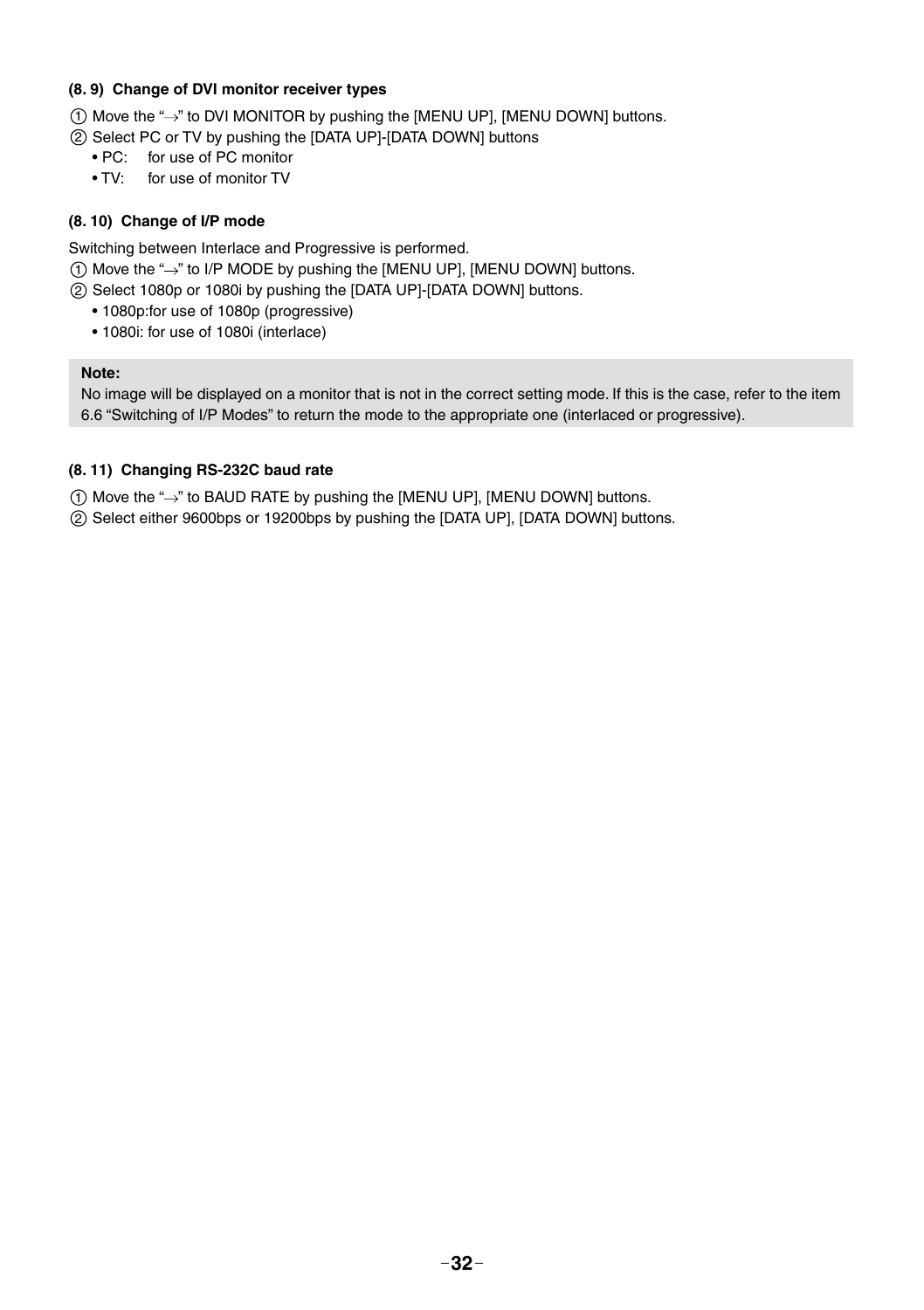### (8. 9) Change of DVI monitor receiver types

① Move the "→" to DVI MONITOR by pushing the [MENU UP], [MENU DOWN] buttons.
② Select PC or TV by pushing the [DATA UP]-[DATA DOWN] buttons
- PC: for use of PC monitor
- TV: for use of monitor TV

### (8. 10) Change of I/P mode

Switching between Interlace and Progressive is performed.
① Move the "→" to I/P MODE by pushing the [MENU UP], [MENU DOWN] buttons.
② Select 1080p or 1080i by pushing the [DATA UP]-[DATA DOWN] buttons.
- 1080p:for use of 1080p (progressive)
- 1080i: for use of 1080i (interlace)

**Note:**
No image will be displayed on a monitor that is not in the correct setting mode. If this is the case, refer to the item 6.6 "Switching of I/P Modes" to return the mode to the appropriate one (interlaced or progressive).

### (8. 11) Changing RS-232C baud rate

① Move the "→" to BAUD RATE by pushing the [MENU UP], [MENU DOWN] buttons.
② Select either 9600bps or 19200bps by pushing the [DATA UP], [DATA DOWN] buttons.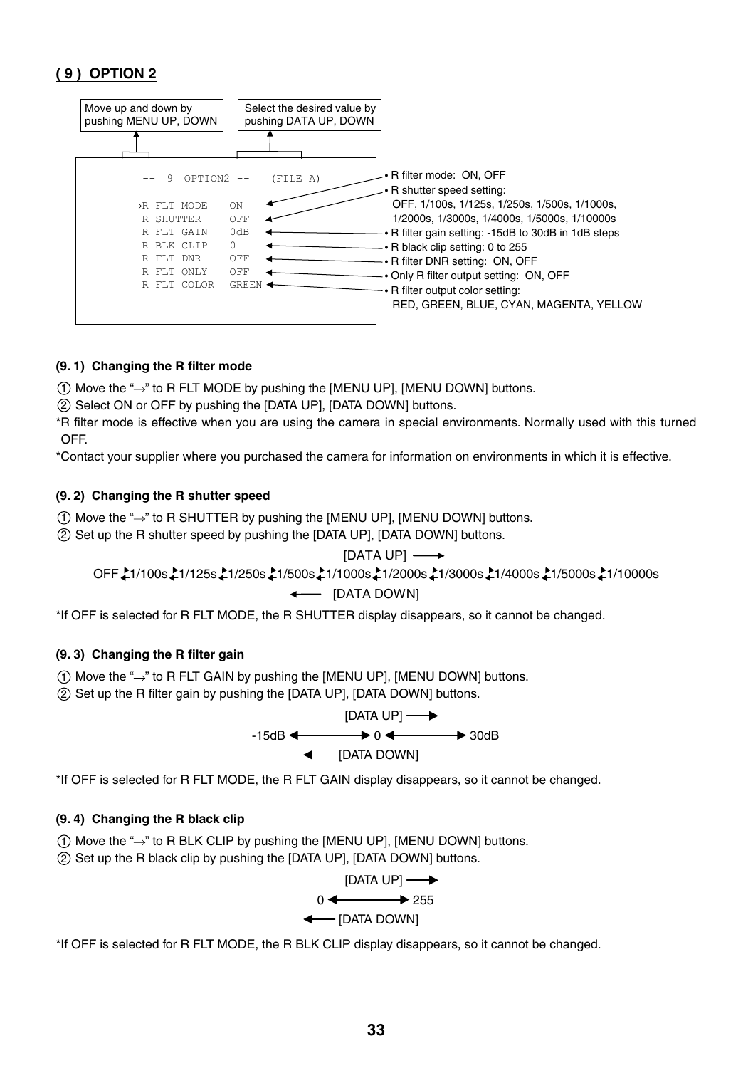## ( 9 ) OPTION 2

Move up and down by pushing MENU UP, DOWN

Select the desired value by pushing DATA UP, DOWN

```
--  9  OPTION2 --    (FILE A)

→R FLT MODE    ON
 R SHUTTER     OFF
 R FLT GAIN    0dB
 R BLK CLIP    0
 R FLT DNR     OFF
 R FLT ONLY    OFF
 R FLT COLOR   GREEN
```

- R filter mode: ON, OFF
- R shutter speed setting: OFF, 1/100s, 1/125s, 1/250s, 1/500s, 1/1000s, 1/2000s, 1/3000s, 1/4000s, 1/5000s, 1/10000s
- R filter gain setting: -15dB to 30dB in 1dB steps
- R black clip setting: 0 to 255
- R filter DNR setting: ON, OFF
- Only R filter output setting: ON, OFF
- R filter output color setting: RED, GREEN, BLUE, CYAN, MAGENTA, YELLOW

#### (9. 1) Changing the R filter mode

① Move the "→" to R FLT MODE by pushing the [MENU UP], [MENU DOWN] buttons.
② Select ON or OFF by pushing the [DATA UP], [DATA DOWN] buttons.

*R filter mode is effective when you are using the camera in special environments. Normally used with this turned OFF.

*Contact your supplier where you purchased the camera for information on environments in which it is effective.

#### (9. 2) Changing the R shutter speed

① Move the "→" to R SHUTTER by pushing the [MENU UP], [MENU DOWN] buttons.
② Set up the R shutter speed by pushing the [DATA UP], [DATA DOWN] buttons.

[DATA UP] →

OFF ⇄ 1/100s ⇄ 1/125s ⇄ 1/250s ⇄ 1/500s ⇄ 1/1000s ⇄ 1/2000s ⇄ 1/3000s ⇄ 1/4000s ⇄ 1/5000s ⇄ 1/10000s

← [DATA DOWN]

*If OFF is selected for R FLT MODE, the R SHUTTER display disappears, so it cannot be changed.

#### (9. 3) Changing the R filter gain

① Move the "→" to R FLT GAIN by pushing the [MENU UP], [MENU DOWN] buttons.
② Set up the R filter gain by pushing the [DATA UP], [DATA DOWN] buttons.

[DATA UP] →

-15dB ⟷ 0 ⟷ 30dB

← [DATA DOWN]

*If OFF is selected for R FLT MODE, the R FLT GAIN display disappears, so it cannot be changed.

#### (9. 4) Changing the R black clip

① Move the "→" to R BLK CLIP by pushing the [MENU UP], [MENU DOWN] buttons.
② Set up the R black clip by pushing the [DATA UP], [DATA DOWN] buttons.

[DATA UP] →

0 ⟷ 255

← [DATA DOWN]

*If OFF is selected for R FLT MODE, the R BLK CLIP display disappears, so it cannot be changed.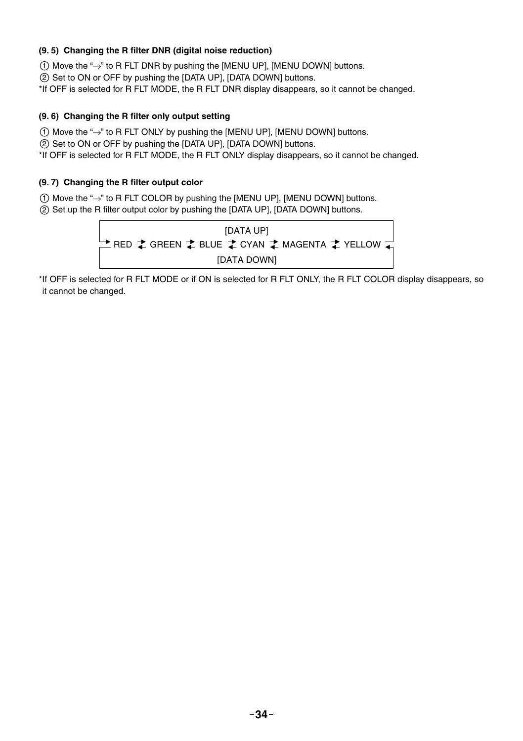**(9. 5) Changing the R filter DNR (digital noise reduction)**

① Move the "→" to R FLT DNR by pushing the [MENU UP], [MENU DOWN] buttons.
② Set to ON or OFF by pushing the [DATA UP], [DATA DOWN] buttons.
*If OFF is selected for R FLT MODE, the R FLT DNR display disappears, so it cannot be changed.

**(9. 6) Changing the R filter only output setting**

① Move the "→" to R FLT ONLY by pushing the [MENU UP], [MENU DOWN] buttons.
② Set to ON or OFF by pushing the [DATA UP], [DATA DOWN] buttons.
*If OFF is selected for R FLT MODE, the R FLT ONLY display disappears, so it cannot be changed.

**(9. 7) Changing the R filter output color**

① Move the "→" to R FLT COLOR by pushing the [MENU UP], [MENU DOWN] buttons.
② Set up the R filter output color by pushing the [DATA UP], [DATA DOWN] buttons.

```
                         [DATA UP]
→ RED ⇄ GREEN ⇄ BLUE ⇄ CYAN ⇄ MAGENTA ⇄ YELLOW ←
                        [DATA DOWN]
```

*If OFF is selected for R FLT MODE or if ON is selected for R FLT ONLY, the R FLT COLOR display disappears, so it cannot be changed.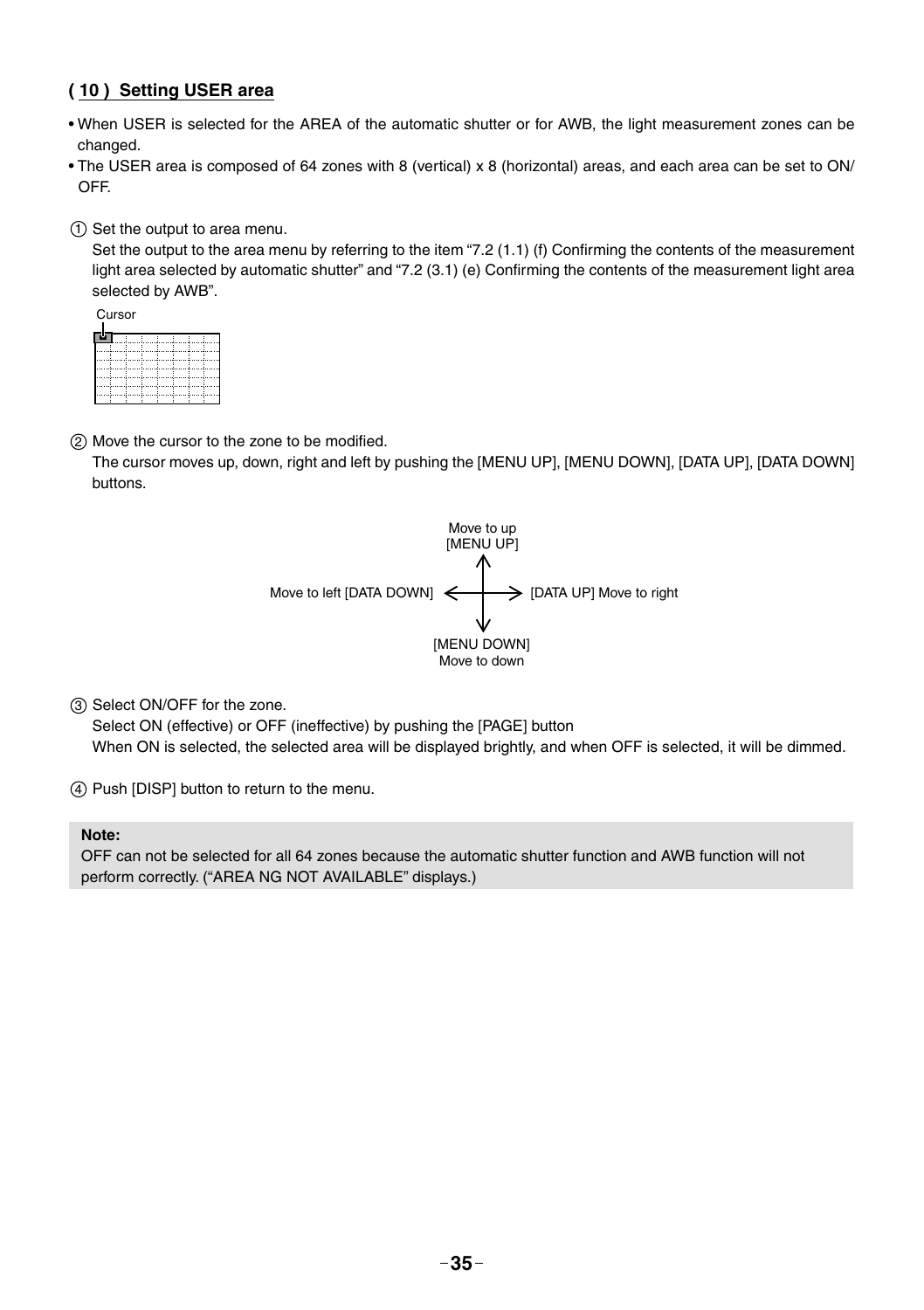### ( 10 ) Setting USER area

- When USER is selected for the AREA of the automatic shutter or for AWB, the light measurement zones can be changed.
- The USER area is composed of 64 zones with 8 (vertical) x 8 (horizontal) areas, and each area can be set to ON/ OFF.

① Set the output to area menu.
Set the output to the area menu by referring to the item “7.2 (1.1) (f) Confirming the contents of the measurement light area selected by automatic shutter” and “7.2 (3.1) (e) Confirming the contents of the measurement light area selected by AWB”.

Cursor

② Move the cursor to the zone to be modified.
The cursor moves up, down, right and left by pushing the [MENU UP], [MENU DOWN], [DATA UP], [DATA DOWN] buttons.

Move to up [MENU UP]
Move to left [DATA DOWN]
[DATA UP] Move to right
[MENU DOWN] Move to down

③ Select ON/OFF for the zone.
Select ON (effective) or OFF (ineffective) by pushing the [PAGE] button
When ON is selected, the selected area will be displayed brightly, and when OFF is selected, it will be dimmed.

④ Push [DISP] button to return to the menu.

**Note:**
OFF can not be selected for all 64 zones because the automatic shutter function and AWB function will not perform correctly. (“AREA NG NOT AVAILABLE” displays.)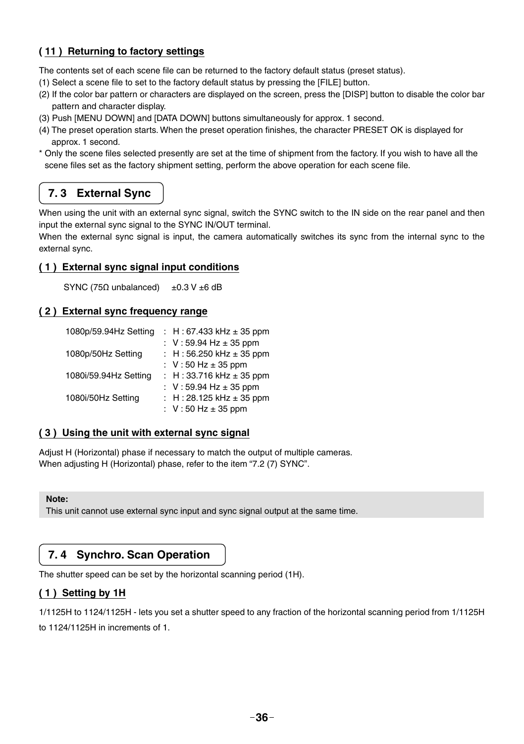### ( 11 ) Returning to factory settings

The contents set of each scene file can be returned to the factory default status (preset status).

(1) Select a scene file to set to the factory default status by pressing the [FILE] button.
(2) If the color bar pattern or characters are displayed on the screen, press the [DISP] button to disable the color bar pattern and character display.
(3) Push [MENU DOWN] and [DATA DOWN] buttons simultaneously for approx. 1 second.
(4) The preset operation starts. When the preset operation finishes, the character PRESET OK is displayed for approx. 1 second.

* Only the scene files selected presently are set at the time of shipment from the factory. If you wish to have all the scene files set as the factory shipment setting, perform the above operation for each scene file.

## 7. 3 External Sync

When using the unit with an external sync signal, switch the SYNC switch to the IN side on the rear panel and then input the external sync signal to the SYNC IN/OUT terminal.
When the external sync signal is input, the camera automatically switches its sync from the internal sync to the external sync.

### ( 1 ) External sync signal input conditions

SYNC (75Ω unbalanced) ±0.3 V ±6 dB

### ( 2 ) External sync frequency range

| | |
|---|---|
| 1080p/59.94Hz Setting | : H : 67.433 kHz ± 35 ppm |
| | : V : 59.94 Hz ± 35 ppm |
| 1080p/50Hz Setting | : H : 56.250 kHz ± 35 ppm |
| | : V : 50 Hz ± 35 ppm |
| 1080i/59.94Hz Setting | : H : 33.716 kHz ± 35 ppm |
| | : V : 59.94 Hz ± 35 ppm |
| 1080i/50Hz Setting | : H : 28.125 kHz ± 35 ppm |
| | : V : 50 Hz ± 35 ppm |

### ( 3 ) Using the unit with external sync signal

Adjust H (Horizontal) phase if necessary to match the output of multiple cameras.
When adjusting H (Horizontal) phase, refer to the item “7.2 (7) SYNC”.

**Note:**
This unit cannot use external sync input and sync signal output at the same time.

## 7. 4 Synchro. Scan Operation

The shutter speed can be set by the horizontal scanning period (1H).

### ( 1 ) Setting by 1H

1/1125H to 1124/1125H - lets you set a shutter speed to any fraction of the horizontal scanning period from 1/1125H to 1124/1125H in increments of 1.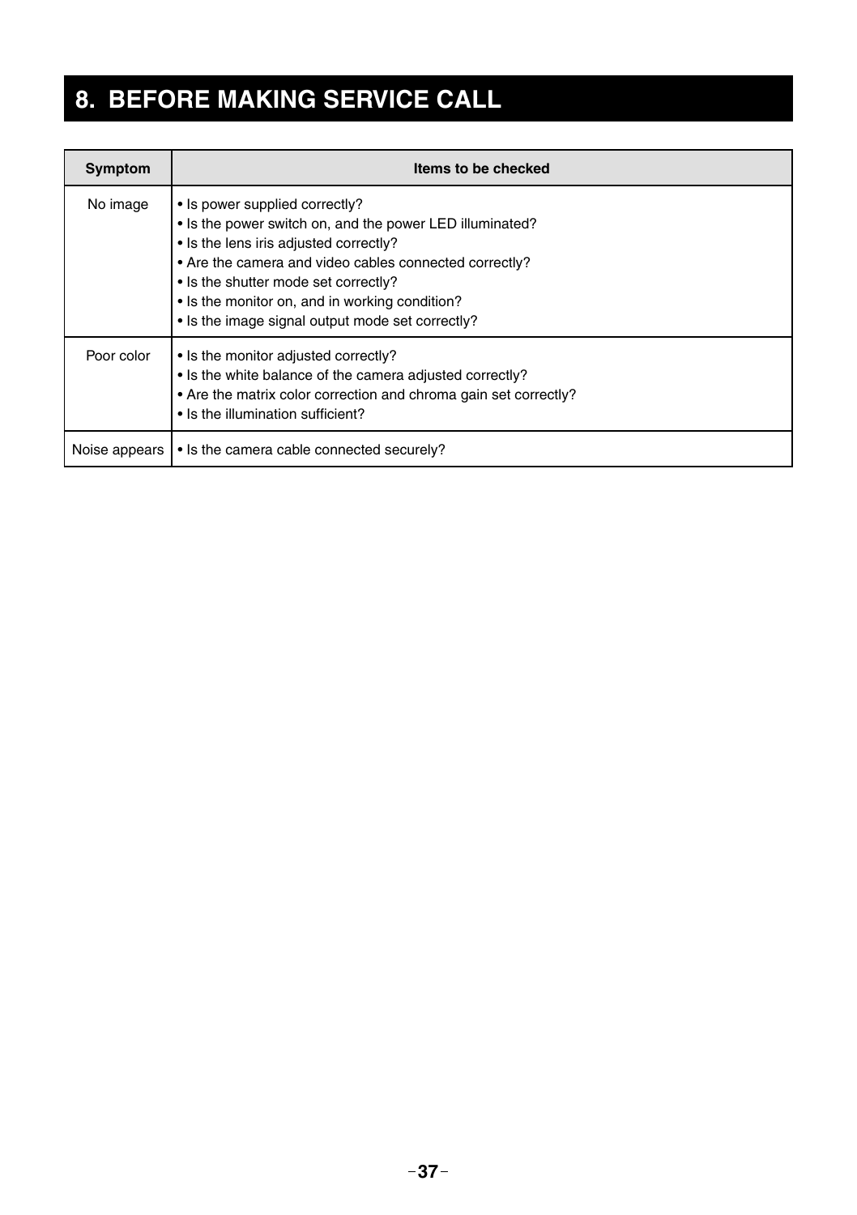# 8. BEFORE MAKING SERVICE CALL

| Symptom | Items to be checked |
| --- | --- |
| No image | • Is power supplied correctly?<br>• Is the power switch on, and the power LED illuminated?<br>• Is the lens iris adjusted correctly?<br>• Are the camera and video cables connected correctly?<br>• Is the shutter mode set correctly?<br>• Is the monitor on, and in working condition?<br>• Is the image signal output mode set correctly? |
| Poor color | • Is the monitor adjusted correctly?<br>• Is the white balance of the camera adjusted correctly?<br>• Are the matrix color correction and chroma gain set correctly?<br>• Is the illumination sufficient? |
| Noise appears | • Is the camera cable connected securely? |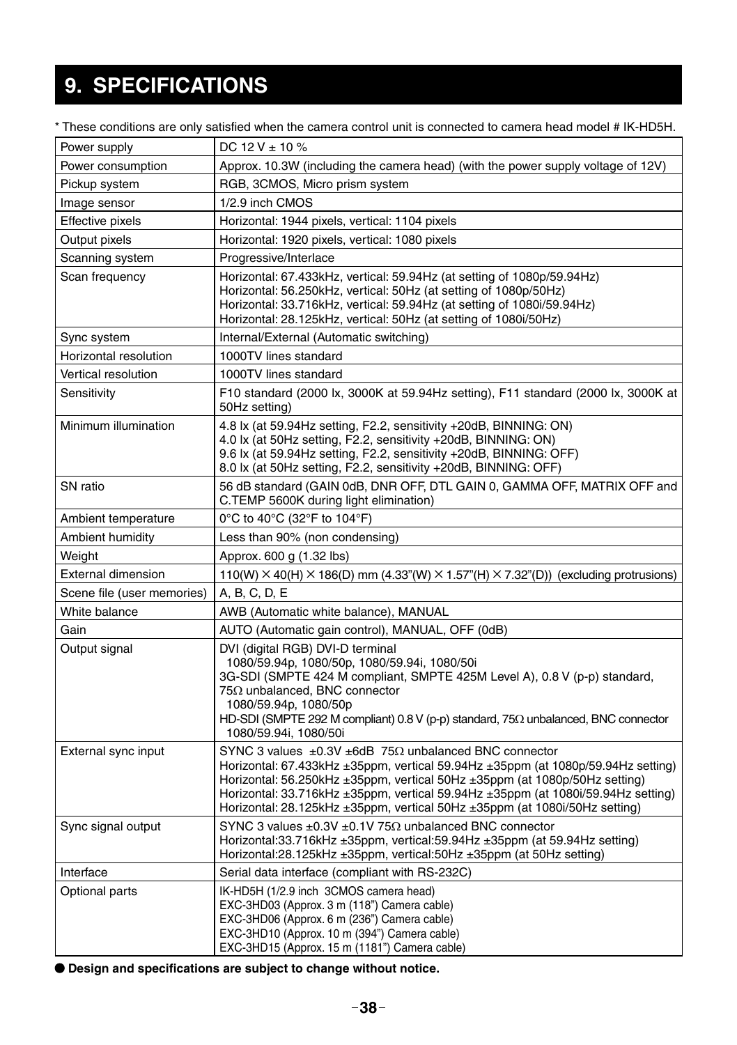# 9. SPECIFICATIONS

* These conditions are only satisfied when the camera control unit is connected to camera head model # IK-HD5H.

| | |
|---|---|
| Power supply | DC 12 V ± 10 % |
| Power consumption | Approx. 10.3W (including the camera head) (with the power supply voltage of 12V) |
| Pickup system | RGB, 3CMOS, Micro prism system |
| Image sensor | 1/2.9 inch CMOS |
| Effective pixels | Horizontal: 1944 pixels, vertical: 1104 pixels |
| Output pixels | Horizontal: 1920 pixels, vertical: 1080 pixels |
| Scanning system | Progressive/Interlace |
| Scan frequency | Horizontal: 67.433kHz, vertical: 59.94Hz (at setting of 1080p/59.94Hz)<br>Horizontal: 56.250kHz, vertical: 50Hz (at setting of 1080p/50Hz)<br>Horizontal: 33.716kHz, vertical: 59.94Hz (at setting of 1080i/59.94Hz)<br>Horizontal: 28.125kHz, vertical: 50Hz (at setting of 1080i/50Hz) |
| Sync system | Internal/External (Automatic switching) |
| Horizontal resolution | 1000TV lines standard |
| Vertical resolution | 1000TV lines standard |
| Sensitivity | F10 standard (2000 lx, 3000K at 59.94Hz setting), F11 standard (2000 lx, 3000K at 50Hz setting) |
| Minimum illumination | 4.8 lx (at 59.94Hz setting, F2.2, sensitivity +20dB, BINNING: ON)<br>4.0 lx (at 50Hz setting, F2.2, sensitivity +20dB, BINNING: ON)<br>9.6 lx (at 59.94Hz setting, F2.2, sensitivity +20dB, BINNING: OFF)<br>8.0 lx (at 50Hz setting, F2.2, sensitivity +20dB, BINNING: OFF) |
| SN ratio | 56 dB standard (GAIN 0dB, DNR OFF, DTL GAIN 0, GAMMA OFF, MATRIX OFF and C.TEMP 5600K during light elimination) |
| Ambient temperature | 0°C to 40°C (32°F to 104°F) |
| Ambient humidity | Less than 90% (non condensing) |
| Weight | Approx. 600 g (1.32 lbs) |
| External dimension | 110(W) × 40(H) × 186(D) mm (4.33"(W) × 1.57"(H) × 7.32"(D)) (excluding protrusions) |
| Scene file (user memories) | A, B, C, D, E |
| White balance | AWB (Automatic white balance), MANUAL |
| Gain | AUTO (Automatic gain control), MANUAL, OFF (0dB) |
| Output signal | DVI (digital RGB) DVI-D terminal<br>1080/59.94p, 1080/50p, 1080/59.94i, 1080/50i<br>3G-SDI (SMPTE 424 M compliant, SMPTE 425M Level A), 0.8 V (p-p) standard, 75Ω unbalanced, BNC connector<br>1080/59.94p, 1080/50p<br>HD-SDI (SMPTE 292 M compliant) 0.8 V (p-p) standard, 75Ω unbalanced, BNC connector<br>1080/59.94i, 1080/50i |
| External sync input | SYNC 3 values ±0.3V ±6dB 75Ω unbalanced BNC connector<br>Horizontal: 67.433kHz ±35ppm, vertical 59.94Hz ±35ppm (at 1080p/59.94Hz setting)<br>Horizontal: 56.250kHz ±35ppm, vertical 50Hz ±35ppm (at 1080p/50Hz setting)<br>Horizontal: 33.716kHz ±35ppm, vertical 59.94Hz ±35ppm (at 1080i/59.94Hz setting)<br>Horizontal: 28.125kHz ±35ppm, vertical 50Hz ±35ppm (at 1080i/50Hz setting) |
| Sync signal output | SYNC 3 values ±0.3V ±0.1V 75Ω unbalanced BNC connector<br>Horizontal:33.716kHz ±35ppm, vertical:59.94Hz ±35ppm (at 59.94Hz setting)<br>Horizontal:28.125kHz ±35ppm, vertical:50Hz ±35ppm (at 50Hz setting) |
| Interface | Serial data interface (compliant with RS-232C) |
| Optional parts | IK-HD5H (1/2.9 inch 3CMOS camera head)<br>EXC-3HD03 (Approx. 3 m (118") Camera cable)<br>EXC-3HD06 (Approx. 6 m (236") Camera cable)<br>EXC-3HD10 (Approx. 10 m (394") Camera cable)<br>EXC-3HD15 (Approx. 15 m (1181") Camera cable) |

● **Design and specifications are subject to change without notice.**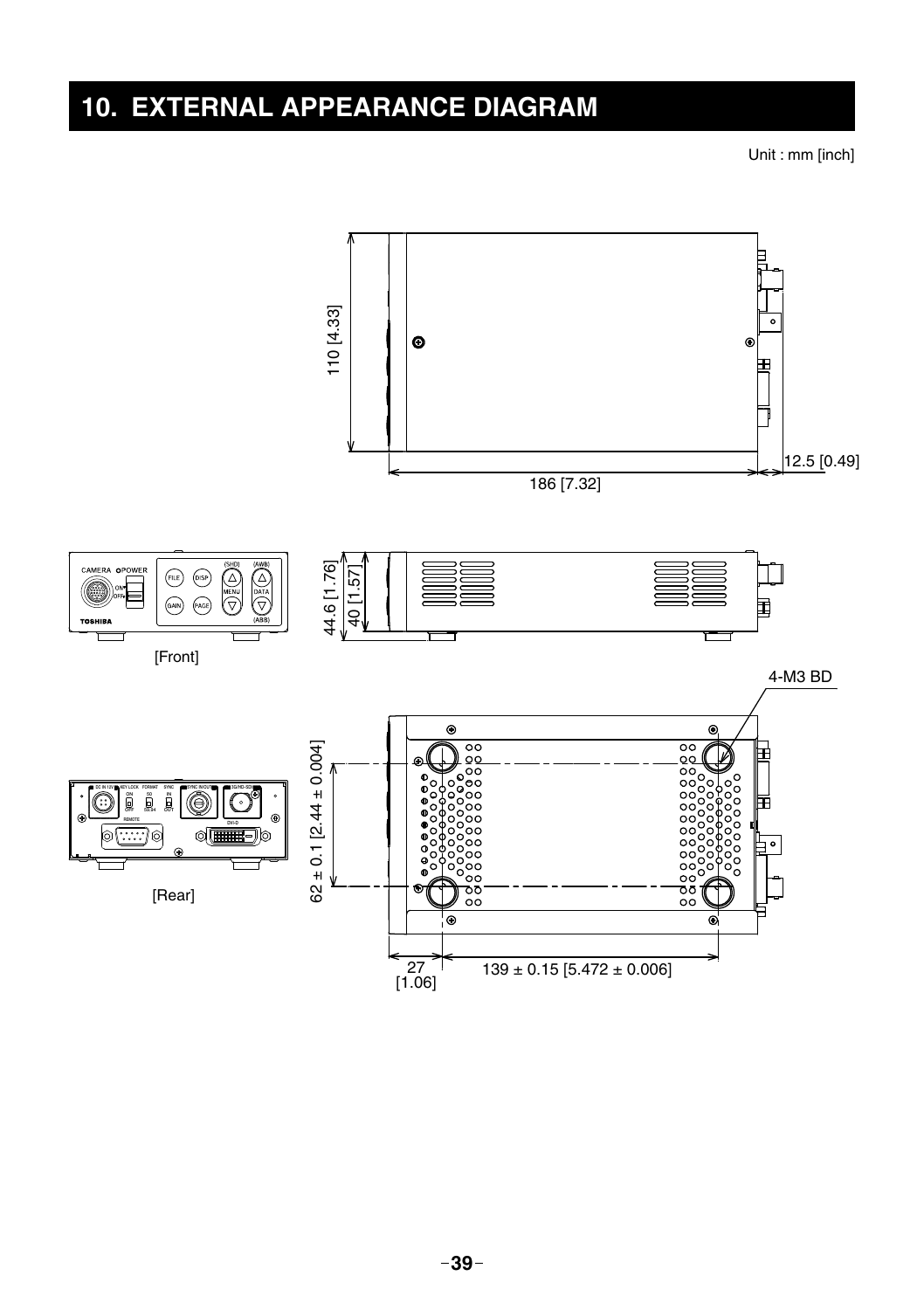# 10. EXTERNAL APPEARANCE DIAGRAM

Unit : mm [inch]

110 [4.33]

186 [7.32]

12.5 [0.49]

44.6 [1.76]

40 [1.57]

[Front]

4-M3 BD

62 ± 0.1 [2.44 ± 0.004]

[Rear]

27 [1.06]

139 ± 0.15 [5.472 ± 0.006]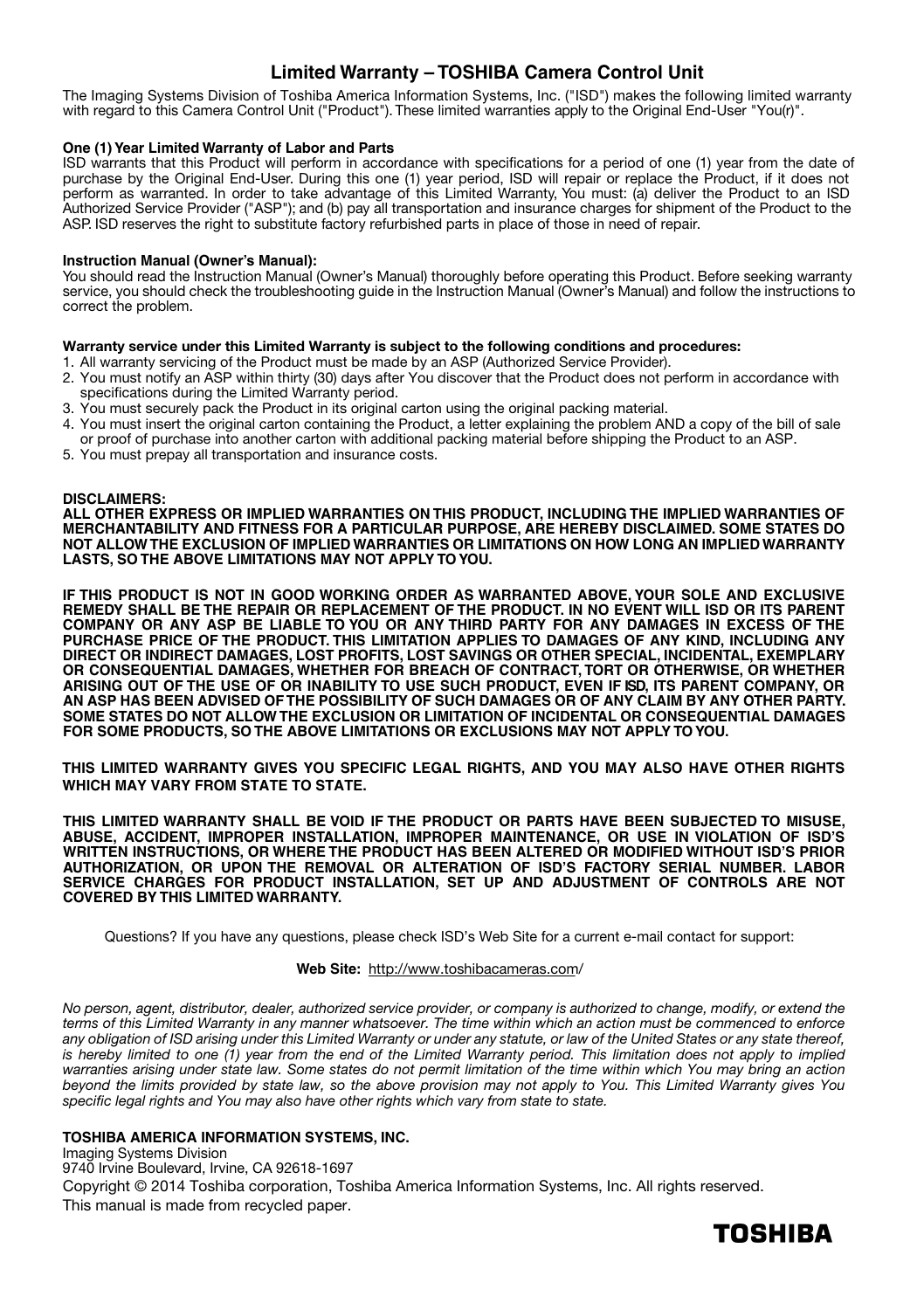# Limited Warranty – TOSHIBA Camera Control Unit

The Imaging Systems Division of Toshiba America Information Systems, Inc. ("ISD") makes the following limited warranty with regard to this Camera Control Unit ("Product"). These limited warranties apply to the Original End-User "You(r)".

**One (1) Year Limited Warranty of Labor and Parts**

ISD warrants that this Product will perform in accordance with specifications for a period of one (1) year from the date of purchase by the Original End-User. During this one (1) year period, ISD will repair or replace the Product, if it does not perform as warranted. In order to take advantage of this Limited Warranty, You must: (a) deliver the Product to an ISD Authorized Service Provider ("ASP"); and (b) pay all transportation and insurance charges for shipment of the Product to the ASP. ISD reserves the right to substitute factory refurbished parts in place of those in need of repair.

**Instruction Manual (Owner's Manual):**

You should read the Instruction Manual (Owner's Manual) thoroughly before operating this Product. Before seeking warranty service, you should check the troubleshooting guide in the Instruction Manual (Owner's Manual) and follow the instructions to correct the problem.

**Warranty service under this Limited Warranty is subject to the following conditions and procedures:**

1. All warranty servicing of the Product must be made by an ASP (Authorized Service Provider).
2. You must notify an ASP within thirty (30) days after You discover that the Product does not perform in accordance with specifications during the Limited Warranty period.
3. You must securely pack the Product in its original carton using the original packing material.
4. You must insert the original carton containing the Product, a letter explaining the problem AND a copy of the bill of sale or proof of purchase into another carton with additional packing material before shipping the Product to an ASP.
5. You must prepay all transportation and insurance costs.

**DISCLAIMERS:**

**ALL OTHER EXPRESS OR IMPLIED WARRANTIES ON THIS PRODUCT, INCLUDING THE IMPLIED WARRANTIES OF MERCHANTABILITY AND FITNESS FOR A PARTICULAR PURPOSE, ARE HEREBY DISCLAIMED. SOME STATES DO NOT ALLOW THE EXCLUSION OF IMPLIED WARRANTIES OR LIMITATIONS ON HOW LONG AN IMPLIED WARRANTY LASTS, SO THE ABOVE LIMITATIONS MAY NOT APPLY TO YOU.**

**IF THIS PRODUCT IS NOT IN GOOD WORKING ORDER AS WARRANTED ABOVE, YOUR SOLE AND EXCLUSIVE REMEDY SHALL BE THE REPAIR OR REPLACEMENT OF THE PRODUCT. IN NO EVENT WILL ISD OR ITS PARENT COMPANY OR ANY ASP BE LIABLE TO YOU OR ANY THIRD PARTY FOR ANY DAMAGES IN EXCESS OF THE PURCHASE PRICE OF THE PRODUCT. THIS LIMITATION APPLIES TO DAMAGES OF ANY KIND, INCLUDING ANY DIRECT OR INDIRECT DAMAGES, LOST PROFITS, LOST SAVINGS OR OTHER SPECIAL, INCIDENTAL, EXEMPLARY OR CONSEQUENTIAL DAMAGES, WHETHER FOR BREACH OF CONTRACT, TORT OR OTHERWISE, OR WHETHER ARISING OUT OF THE USE OF OR INABILITY TO USE SUCH PRODUCT, EVEN IF ISD, ITS PARENT COMPANY, OR AN ASP HAS BEEN ADVISED OF THE POSSIBILITY OF SUCH DAMAGES OR OF ANY CLAIM BY ANY OTHER PARTY. SOME STATES DO NOT ALLOW THE EXCLUSION OR LIMITATION OF INCIDENTAL OR CONSEQUENTIAL DAMAGES FOR SOME PRODUCTS, SO THE ABOVE LIMITATIONS OR EXCLUSIONS MAY NOT APPLY TO YOU.**

**THIS LIMITED WARRANTY GIVES YOU SPECIFIC LEGAL RIGHTS, AND YOU MAY ALSO HAVE OTHER RIGHTS WHICH MAY VARY FROM STATE TO STATE.**

**THIS LIMITED WARRANTY SHALL BE VOID IF THE PRODUCT OR PARTS HAVE BEEN SUBJECTED TO MISUSE, ABUSE, ACCIDENT, IMPROPER INSTALLATION, IMPROPER MAINTENANCE, OR USE IN VIOLATION OF ISD'S WRITTEN INSTRUCTIONS, OR WHERE THE PRODUCT HAS BEEN ALTERED OR MODIFIED WITHOUT ISD'S PRIOR AUTHORIZATION, OR UPON THE REMOVAL OR ALTERATION OF ISD'S FACTORY SERIAL NUMBER. LABOR SERVICE CHARGES FOR PRODUCT INSTALLATION, SET UP AND ADJUSTMENT OF CONTROLS ARE NOT COVERED BY THIS LIMITED WARRANTY.**

Questions? If you have any questions, please check ISD's Web Site for a current e-mail contact for support:

**Web Site:** http://www.toshibacameras.com/

*No person, agent, distributor, dealer, authorized service provider, or company is authorized to change, modify, or extend the terms of this Limited Warranty in any manner whatsoever. The time within which an action must be commenced to enforce any obligation of ISD arising under this Limited Warranty or under any statute, or law of the United States or any state thereof, is hereby limited to one (1) year from the end of the Limited Warranty period. This limitation does not apply to implied warranties arising under state law. Some states do not permit limitation of the time within which You may bring an action beyond the limits provided by state law, so the above provision may not apply to You. This Limited Warranty gives You specific legal rights and You may also have other rights which vary from state to state.*

**TOSHIBA AMERICA INFORMATION SYSTEMS, INC.**

Imaging Systems Division
9740 Irvine Boulevard, Irvine, CA 92618-1697

Copyright © 2014 Toshiba corporation, Toshiba America Information Systems, Inc. All rights reserved.

This manual is made from recycled paper.

**TOSHIBA**